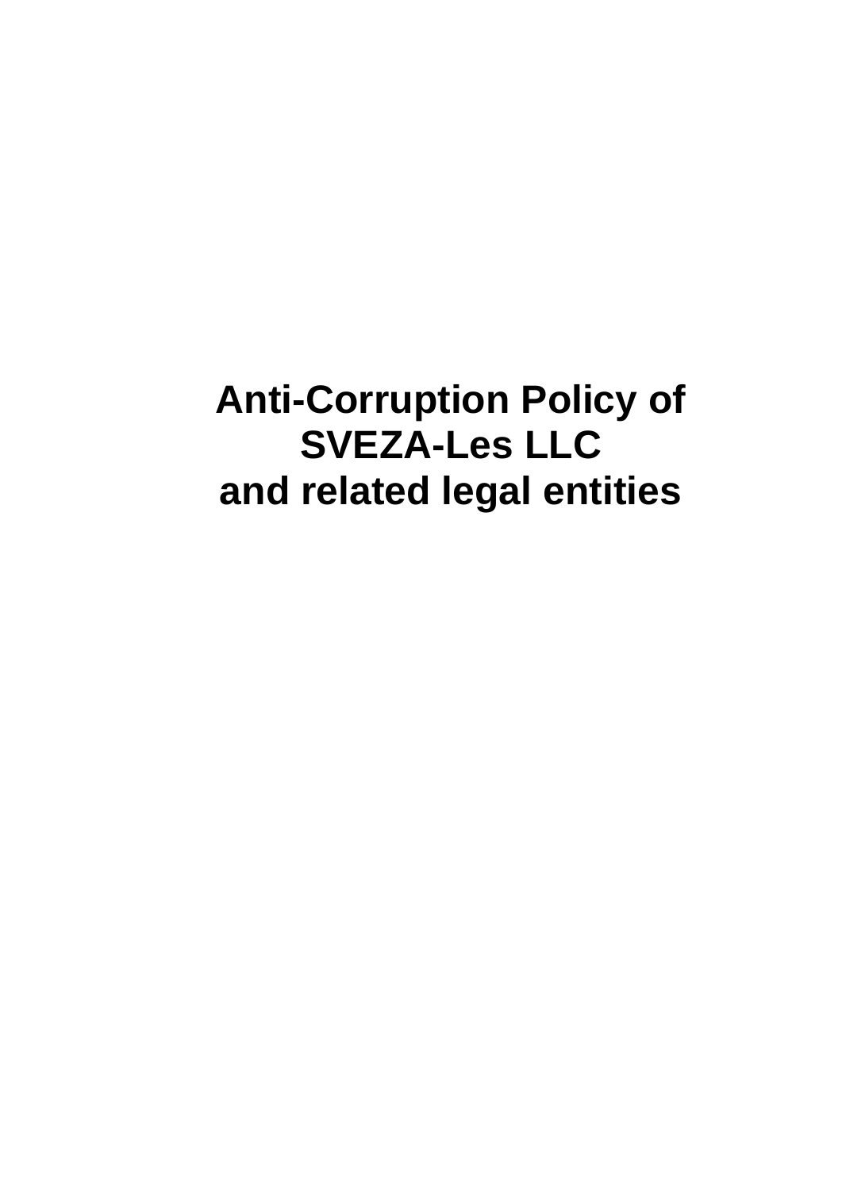# Anti-Corruption Policy of SVEZA-Les LLC and related legal entities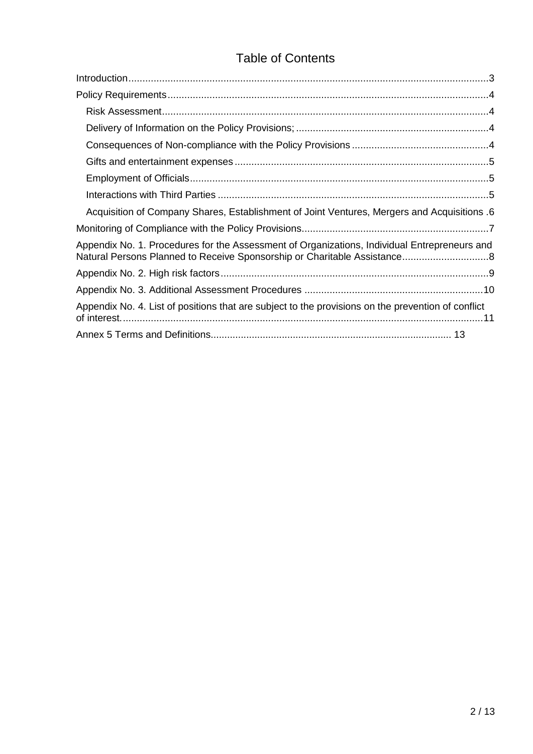# Table of Contents

- Introduction ... 3
- Policy Requirements ... 4
  - Risk Assessment ... 4
  - Delivery of Information on the Policy Provisions; ... 4
  - Consequences of Non-compliance with the Policy Provisions ... 4
  - Gifts and entertainment expenses ... 5
  - Employment of Officials ... 5
  - Interactions with Third Parties ... 5
  - Acquisition of Company Shares, Establishment of Joint Ventures, Mergers and Acquisitions ... 6
- Monitoring of Compliance with the Policy Provisions ... 7
- Appendix No. 1. Procedures for the Assessment of Organizations, Individual Entrepreneurs and Natural Persons Planned to Receive Sponsorship or Charitable Assistance ... 8
- Appendix No. 2. High risk factors ... 9
- Appendix No. 3. Additional Assessment Procedures ... 10
- Appendix No. 4. List of positions that are subject to the provisions on the prevention of conflict of interest. ... 11
- Annex 5 Terms and Definitions ... 13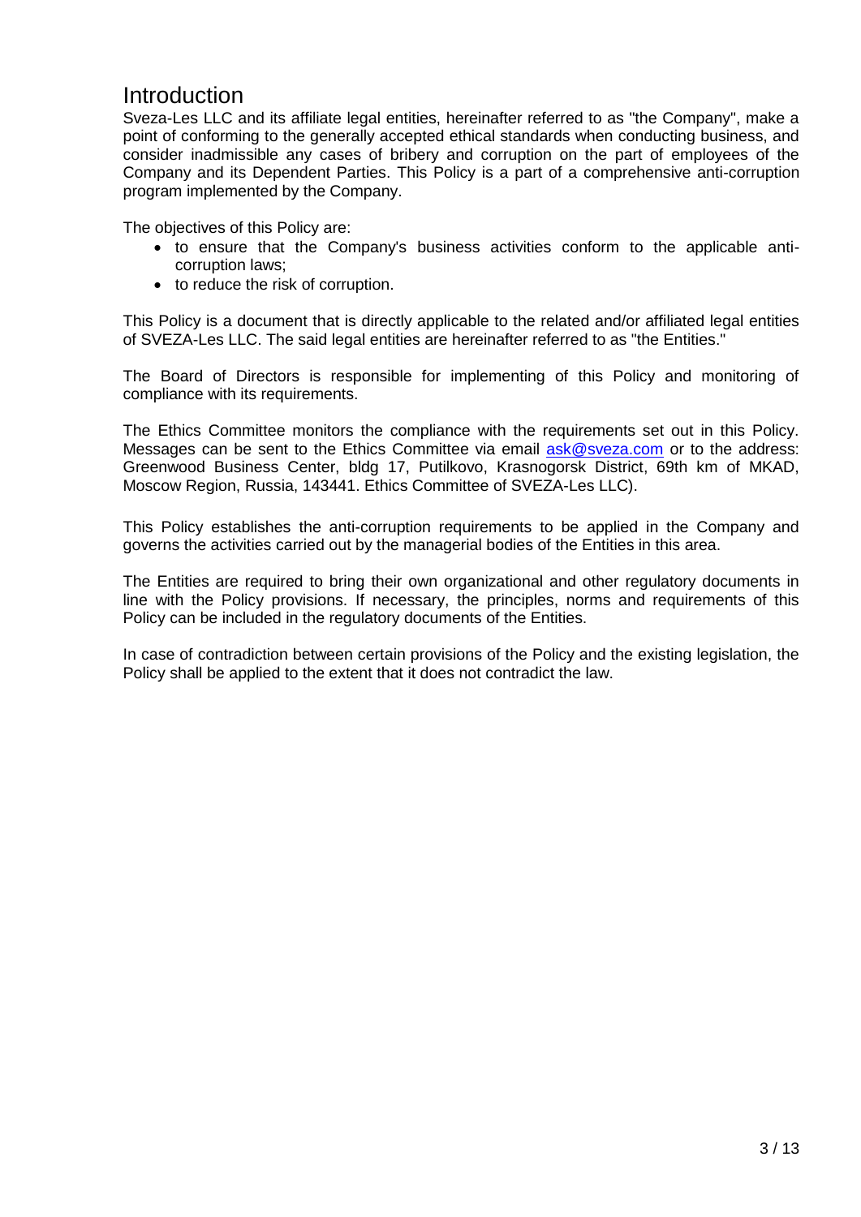# Introduction

Sveza-Les LLC and its affiliate legal entities, hereinafter referred to as "the Company", make a point of conforming to the generally accepted ethical standards when conducting business, and consider inadmissible any cases of bribery and corruption on the part of employees of the Company and its Dependent Parties. This Policy is a part of a comprehensive anti-corruption program implemented by the Company.

The objectives of this Policy are:

- to ensure that the Company's business activities conform to the applicable anti-corruption laws;
- to reduce the risk of corruption.

This Policy is a document that is directly applicable to the related and/or affiliated legal entities of SVEZA-Les LLC. The said legal entities are hereinafter referred to as "the Entities."

The Board of Directors is responsible for implementing of this Policy and monitoring of compliance with its requirements.

The Ethics Committee monitors the compliance with the requirements set out in this Policy. Messages can be sent to the Ethics Committee via email ask@sveza.com or to the address: Greenwood Business Center, bldg 17, Putilkovo, Krasnogorsk District, 69th km of MKAD, Moscow Region, Russia, 143441. Ethics Committee of SVEZA-Les LLC).

This Policy establishes the anti-corruption requirements to be applied in the Company and governs the activities carried out by the managerial bodies of the Entities in this area.

The Entities are required to bring their own organizational and other regulatory documents in line with the Policy provisions. If necessary, the principles, norms and requirements of this Policy can be included in the regulatory documents of the Entities.

In case of contradiction between certain provisions of the Policy and the existing legislation, the Policy shall be applied to the extent that it does not contradict the law.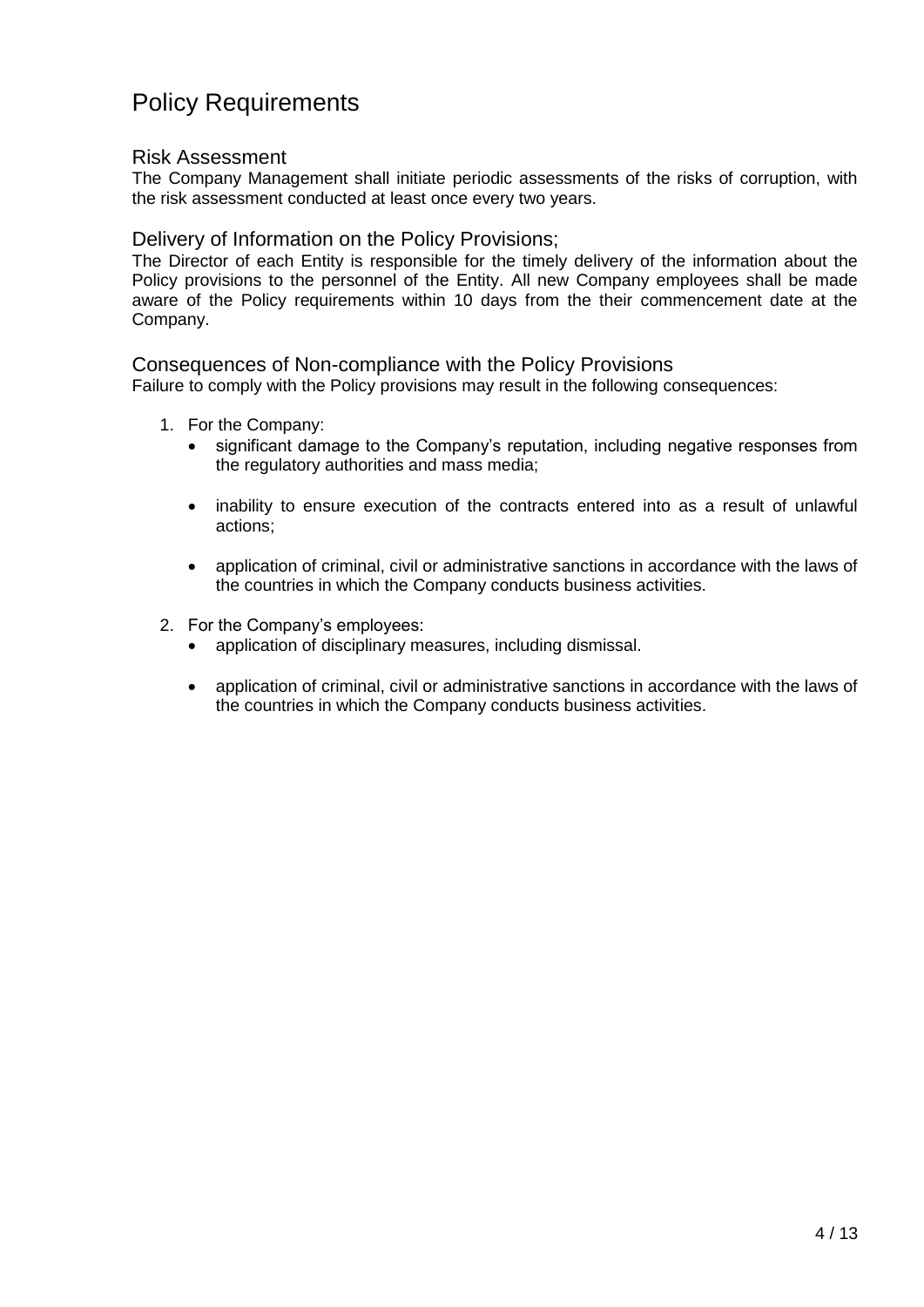# Policy Requirements

## Risk Assessment

The Company Management shall initiate periodic assessments of the risks of corruption, with the risk assessment conducted at least once every two years.

## Delivery of Information on the Policy Provisions;

The Director of each Entity is responsible for the timely delivery of the information about the Policy provisions to the personnel of the Entity. All new Company employees shall be made aware of the Policy requirements within 10 days from the their commencement date at the Company.

## Consequences of Non-compliance with the Policy Provisions

Failure to comply with the Policy provisions may result in the following consequences:

1. For the Company:
   - significant damage to the Company's reputation, including negative responses from the regulatory authorities and mass media;
   - inability to ensure execution of the contracts entered into as a result of unlawful actions;
   - application of criminal, civil or administrative sanctions in accordance with the laws of the countries in which the Company conducts business activities.
2. For the Company's employees:
   - application of disciplinary measures, including dismissal.
   - application of criminal, civil or administrative sanctions in accordance with the laws of the countries in which the Company conducts business activities.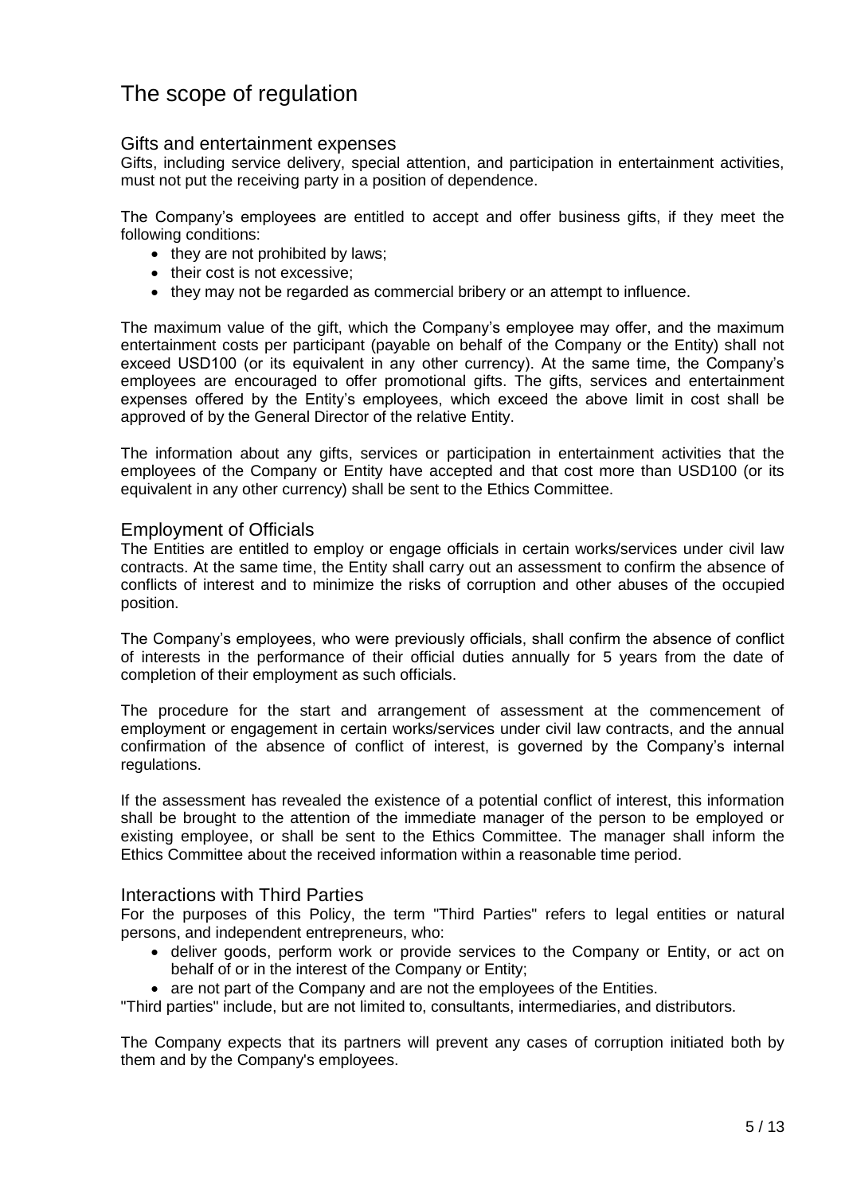# The scope of regulation

## Gifts and entertainment expenses

Gifts, including service delivery, special attention, and participation in entertainment activities, must not put the receiving party in a position of dependence.

The Company's employees are entitled to accept and offer business gifts, if they meet the following conditions:

- they are not prohibited by laws;
- their cost is not excessive;
- they may not be regarded as commercial bribery or an attempt to influence.

The maximum value of the gift, which the Company's employee may offer, and the maximum entertainment costs per participant (payable on behalf of the Company or the Entity) shall not exceed USD100 (or its equivalent in any other currency). At the same time, the Company's employees are encouraged to offer promotional gifts. The gifts, services and entertainment expenses offered by the Entity's employees, which exceed the above limit in cost shall be approved of by the General Director of the relative Entity.

The information about any gifts, services or participation in entertainment activities that the employees of the Company or Entity have accepted and that cost more than USD100 (or its equivalent in any other currency) shall be sent to the Ethics Committee.

## Employment of Officials

The Entities are entitled to employ or engage officials in certain works/services under civil law contracts. At the same time, the Entity shall carry out an assessment to confirm the absence of conflicts of interest and to minimize the risks of corruption and other abuses of the occupied position.

The Company's employees, who were previously officials, shall confirm the absence of conflict of interests in the performance of their official duties annually for 5 years from the date of completion of their employment as such officials.

The procedure for the start and arrangement of assessment at the commencement of employment or engagement in certain works/services under civil law contracts, and the annual confirmation of the absence of conflict of interest, is governed by the Company's internal regulations.

If the assessment has revealed the existence of a potential conflict of interest, this information shall be brought to the attention of the immediate manager of the person to be employed or existing employee, or shall be sent to the Ethics Committee. The manager shall inform the Ethics Committee about the received information within a reasonable time period.

## Interactions with Third Parties

For the purposes of this Policy, the term "Third Parties" refers to legal entities or natural persons, and independent entrepreneurs, who:

- deliver goods, perform work or provide services to the Company or Entity, or act on behalf of or in the interest of the Company or Entity;
- are not part of the Company and are not the employees of the Entities.

"Third parties" include, but are not limited to, consultants, intermediaries, and distributors.

The Company expects that its partners will prevent any cases of corruption initiated both by them and by the Company's employees.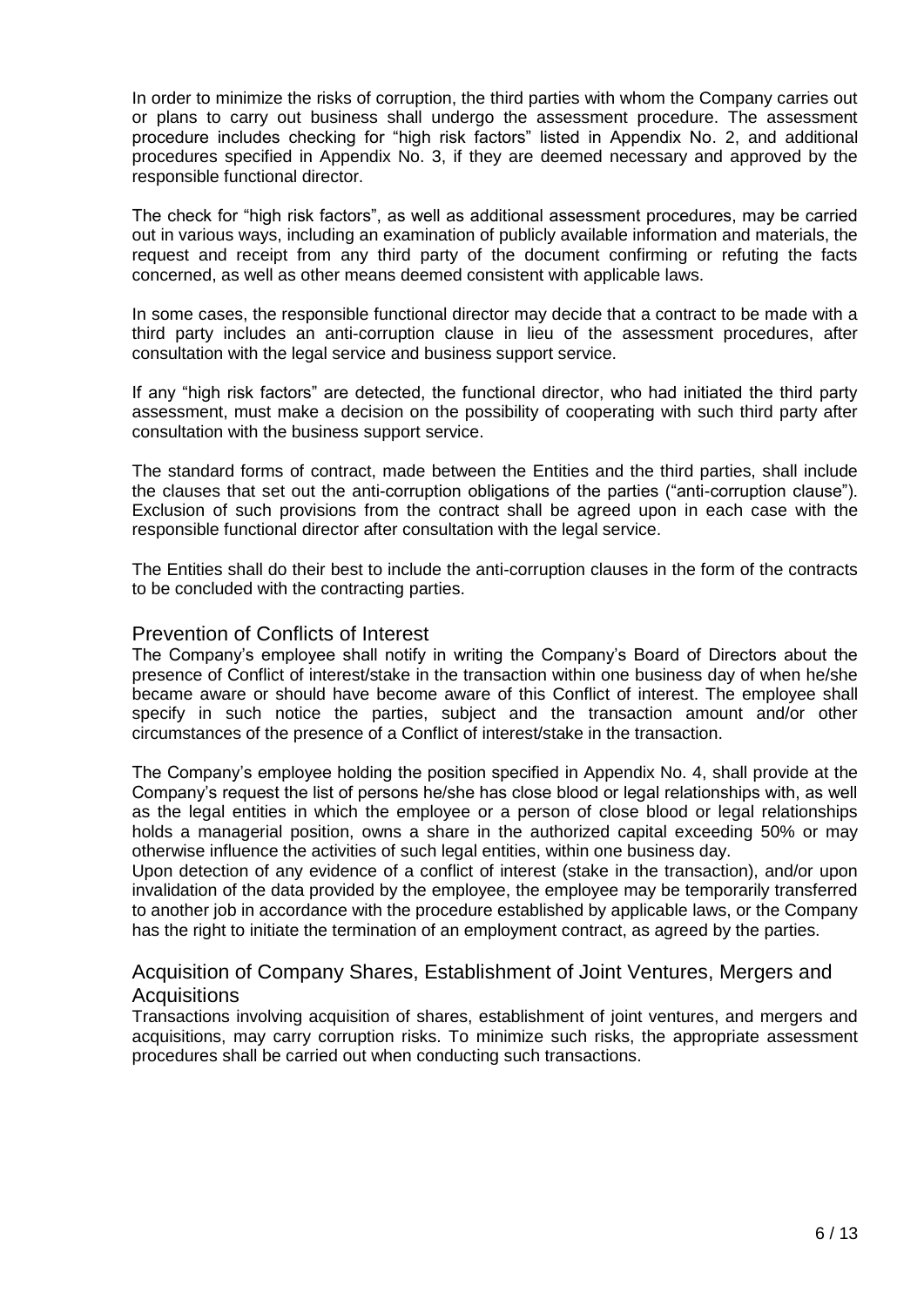In order to minimize the risks of corruption, the third parties with whom the Company carries out or plans to carry out business shall undergo the assessment procedure. The assessment procedure includes checking for "high risk factors" listed in Appendix No. 2, and additional procedures specified in Appendix No. 3, if they are deemed necessary and approved by the responsible functional director.

The check for "high risk factors", as well as additional assessment procedures, may be carried out in various ways, including an examination of publicly available information and materials, the request and receipt from any third party of the document confirming or refuting the facts concerned, as well as other means deemed consistent with applicable laws.

In some cases, the responsible functional director may decide that a contract to be made with a third party includes an anti-corruption clause in lieu of the assessment procedures, after consultation with the legal service and business support service.

If any "high risk factors" are detected, the functional director, who had initiated the third party assessment, must make a decision on the possibility of cooperating with such third party after consultation with the business support service.

The standard forms of contract, made between the Entities and the third parties, shall include the clauses that set out the anti-corruption obligations of the parties ("anti-corruption clause"). Exclusion of such provisions from the contract shall be agreed upon in each case with the responsible functional director after consultation with the legal service.

The Entities shall do their best to include the anti-corruption clauses in the form of the contracts to be concluded with the contracting parties.

## Prevention of Conflicts of Interest

The Company's employee shall notify in writing the Company's Board of Directors about the presence of Conflict of interest/stake in the transaction within one business day of when he/she became aware or should have become aware of this Conflict of interest. The employee shall specify in such notice the parties, subject and the transaction amount and/or other circumstances of the presence of a Conflict of interest/stake in the transaction.

The Company's employee holding the position specified in Appendix No. 4, shall provide at the Company's request the list of persons he/she has close blood or legal relationships with, as well as the legal entities in which the employee or a person of close blood or legal relationships holds a managerial position, owns a share in the authorized capital exceeding 50% or may otherwise influence the activities of such legal entities, within one business day.

Upon detection of any evidence of a conflict of interest (stake in the transaction), and/or upon invalidation of the data provided by the employee, the employee may be temporarily transferred to another job in accordance with the procedure established by applicable laws, or the Company has the right to initiate the termination of an employment contract, as agreed by the parties.

## Acquisition of Company Shares, Establishment of Joint Ventures, Mergers and Acquisitions

Transactions involving acquisition of shares, establishment of joint ventures, and mergers and acquisitions, may carry corruption risks. To minimize such risks, the appropriate assessment procedures shall be carried out when conducting such transactions.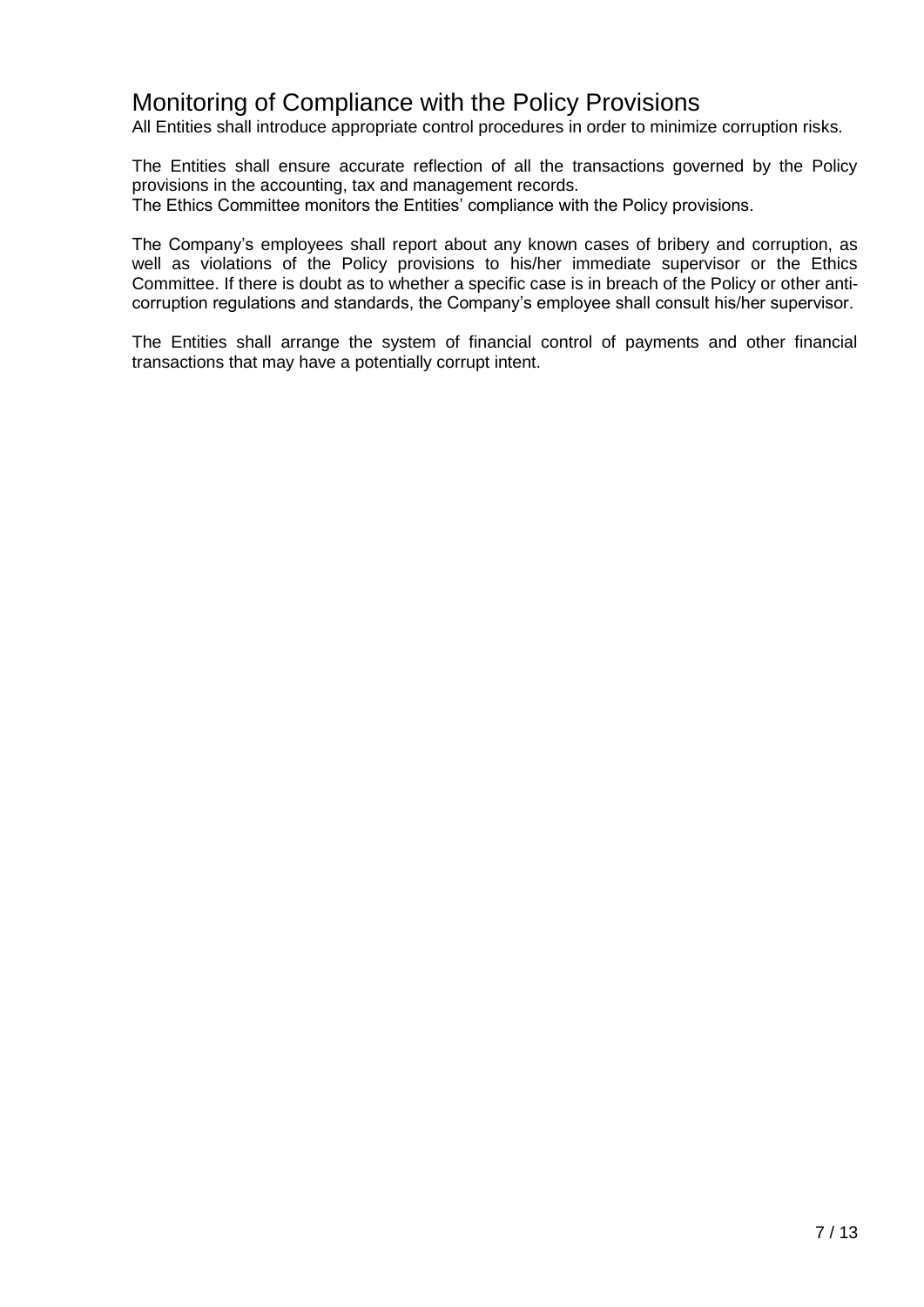## Monitoring of Compliance with the Policy Provisions

All Entities shall introduce appropriate control procedures in order to minimize corruption risks.

The Entities shall ensure accurate reflection of all the transactions governed by the Policy provisions in the accounting, tax and management records.
The Ethics Committee monitors the Entities' compliance with the Policy provisions.

The Company's employees shall report about any known cases of bribery and corruption, as well as violations of the Policy provisions to his/her immediate supervisor or the Ethics Committee. If there is doubt as to whether a specific case is in breach of the Policy or other anti-corruption regulations and standards, the Company's employee shall consult his/her supervisor.

The Entities shall arrange the system of financial control of payments and other financial transactions that may have a potentially corrupt intent.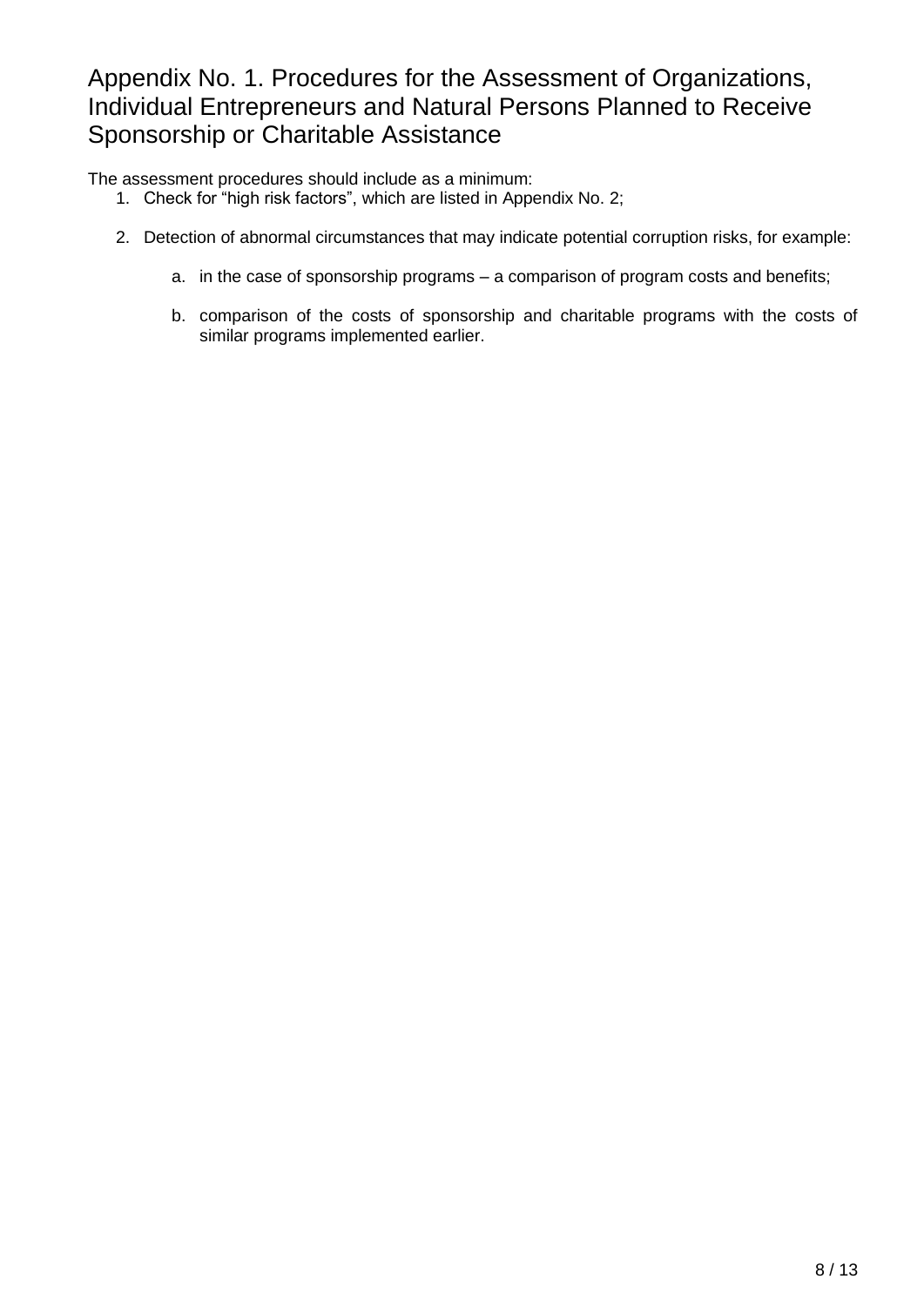# Appendix No. 1. Procedures for the Assessment of Organizations, Individual Entrepreneurs and Natural Persons Planned to Receive Sponsorship or Charitable Assistance

The assessment procedures should include as a minimum:

1. Check for “high risk factors”, which are listed in Appendix No. 2;
2. Detection of abnormal circumstances that may indicate potential corruption risks, for example:
   a. in the case of sponsorship programs – a comparison of program costs and benefits;
   b. comparison of the costs of sponsorship and charitable programs with the costs of similar programs implemented earlier.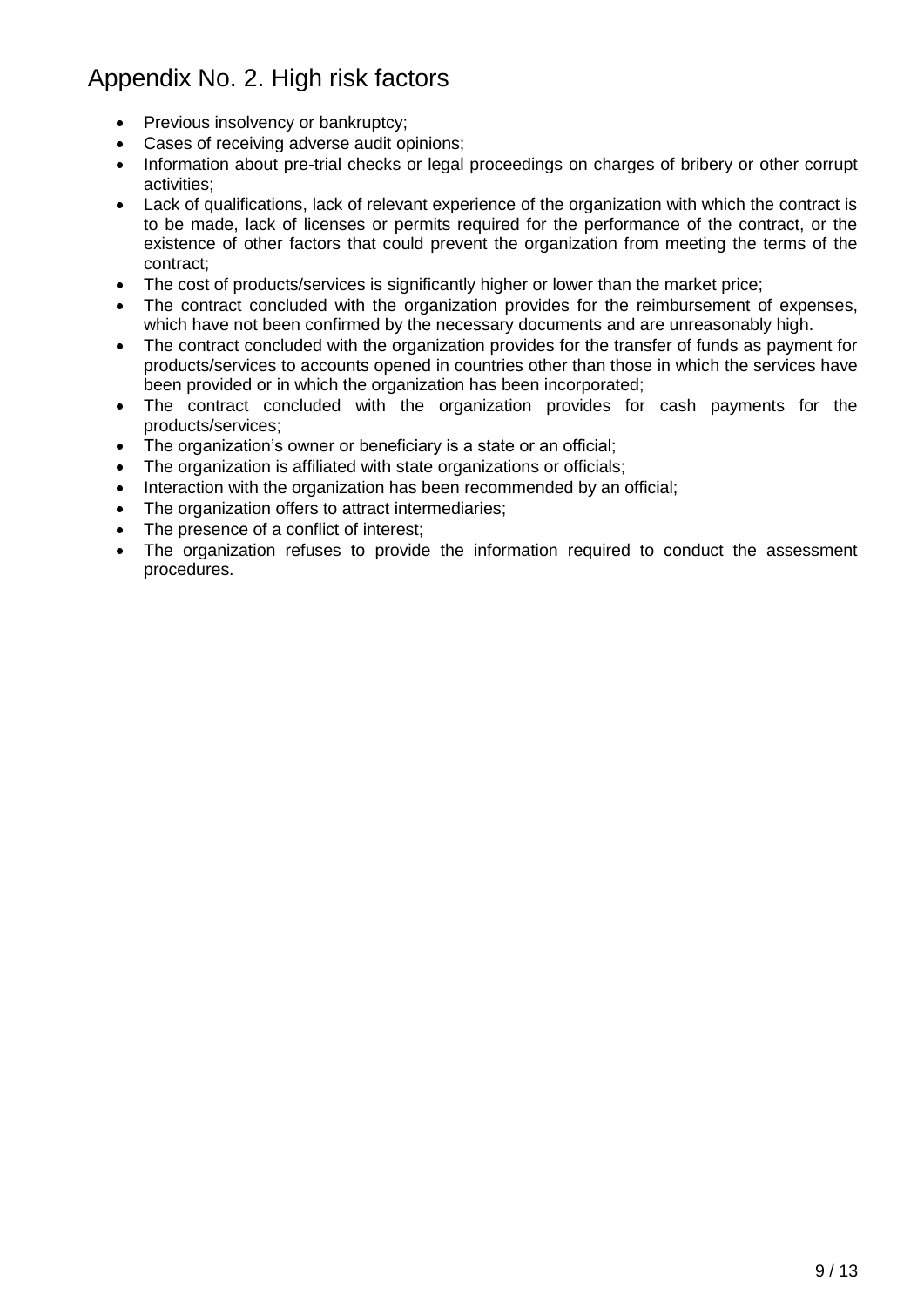## Appendix No. 2. High risk factors

- Previous insolvency or bankruptcy;
- Cases of receiving adverse audit opinions;
- Information about pre-trial checks or legal proceedings on charges of bribery or other corrupt activities;
- Lack of qualifications, lack of relevant experience of the organization with which the contract is to be made, lack of licenses or permits required for the performance of the contract, or the existence of other factors that could prevent the organization from meeting the terms of the contract;
- The cost of products/services is significantly higher or lower than the market price;
- The contract concluded with the organization provides for the reimbursement of expenses, which have not been confirmed by the necessary documents and are unreasonably high.
- The contract concluded with the organization provides for the transfer of funds as payment for products/services to accounts opened in countries other than those in which the services have been provided or in which the organization has been incorporated;
- The contract concluded with the organization provides for cash payments for the products/services;
- The organization's owner or beneficiary is a state or an official;
- The organization is affiliated with state organizations or officials;
- Interaction with the organization has been recommended by an official;
- The organization offers to attract intermediaries;
- The presence of a conflict of interest;
- The organization refuses to provide the information required to conduct the assessment procedures.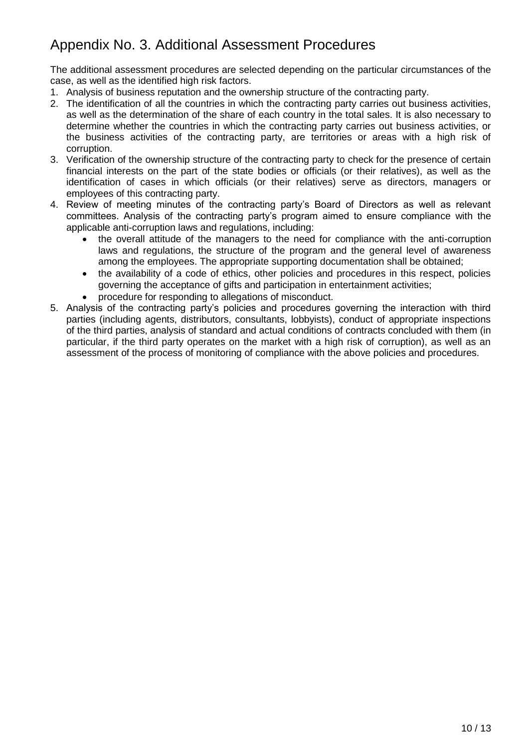## Appendix No. 3. Additional Assessment Procedures

The additional assessment procedures are selected depending on the particular circumstances of the case, as well as the identified high risk factors.

1. Analysis of business reputation and the ownership structure of the contracting party.
2. The identification of all the countries in which the contracting party carries out business activities, as well as the determination of the share of each country in the total sales. It is also necessary to determine whether the countries in which the contracting party carries out business activities, or the business activities of the contracting party, are territories or areas with a high risk of corruption.
3. Verification of the ownership structure of the contracting party to check for the presence of certain financial interests on the part of the state bodies or officials (or their relatives), as well as the identification of cases in which officials (or their relatives) serve as directors, managers or employees of this contracting party.
4. Review of meeting minutes of the contracting party's Board of Directors as well as relevant committees. Analysis of the contracting party's program aimed to ensure compliance with the applicable anti-corruption laws and regulations, including:
   - the overall attitude of the managers to the need for compliance with the anti-corruption laws and regulations, the structure of the program and the general level of awareness among the employees. The appropriate supporting documentation shall be obtained;
   - the availability of a code of ethics, other policies and procedures in this respect, policies governing the acceptance of gifts and participation in entertainment activities;
   - procedure for responding to allegations of misconduct.
5. Analysis of the contracting party's policies and procedures governing the interaction with third parties (including agents, distributors, consultants, lobbyists), conduct of appropriate inspections of the third parties, analysis of standard and actual conditions of contracts concluded with them (in particular, if the third party operates on the market with a high risk of corruption), as well as an assessment of the process of monitoring of compliance with the above policies and procedures.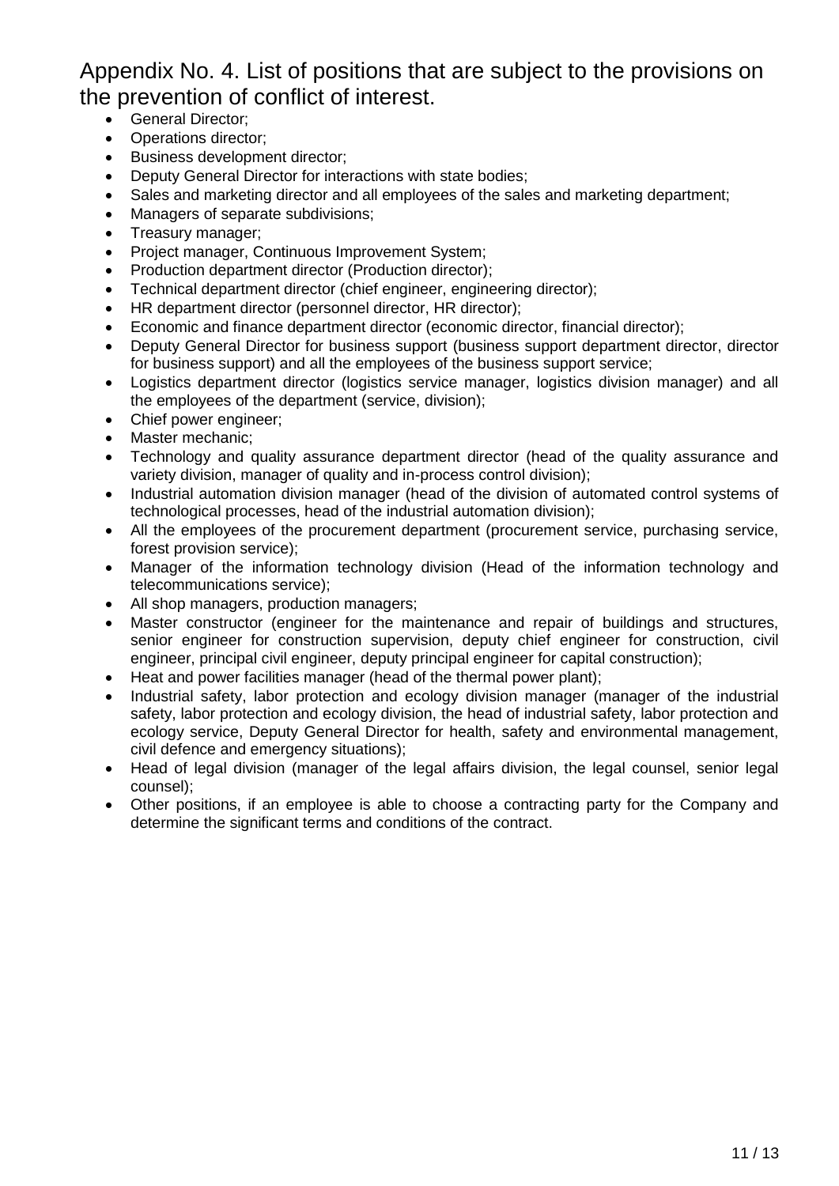## Appendix No. 4. List of positions that are subject to the provisions on the prevention of conflict of interest.

- General Director;
- Operations director;
- Business development director;
- Deputy General Director for interactions with state bodies;
- Sales and marketing director and all employees of the sales and marketing department;
- Managers of separate subdivisions;
- Treasury manager;
- Project manager, Continuous Improvement System;
- Production department director (Production director);
- Technical department director (chief engineer, engineering director);
- HR department director (personnel director, HR director);
- Economic and finance department director (economic director, financial director);
- Deputy General Director for business support (business support department director, director for business support) and all the employees of the business support service;
- Logistics department director (logistics service manager, logistics division manager) and all the employees of the department (service, division);
- Chief power engineer;
- Master mechanic;
- Technology and quality assurance department director (head of the quality assurance and variety division, manager of quality and in-process control division);
- Industrial automation division manager (head of the division of automated control systems of technological processes, head of the industrial automation division);
- All the employees of the procurement department (procurement service, purchasing service, forest provision service);
- Manager of the information technology division (Head of the information technology and telecommunications service);
- All shop managers, production managers;
- Master constructor (engineer for the maintenance and repair of buildings and structures, senior engineer for construction supervision, deputy chief engineer for construction, civil engineer, principal civil engineer, deputy principal engineer for capital construction);
- Heat and power facilities manager (head of the thermal power plant);
- Industrial safety, labor protection and ecology division manager (manager of the industrial safety, labor protection and ecology division, the head of industrial safety, labor protection and ecology service, Deputy General Director for health, safety and environmental management, civil defence and emergency situations);
- Head of legal division (manager of the legal affairs division, the legal counsel, senior legal counsel);
- Other positions, if an employee is able to choose a contracting party for the Company and determine the significant terms and conditions of the contract.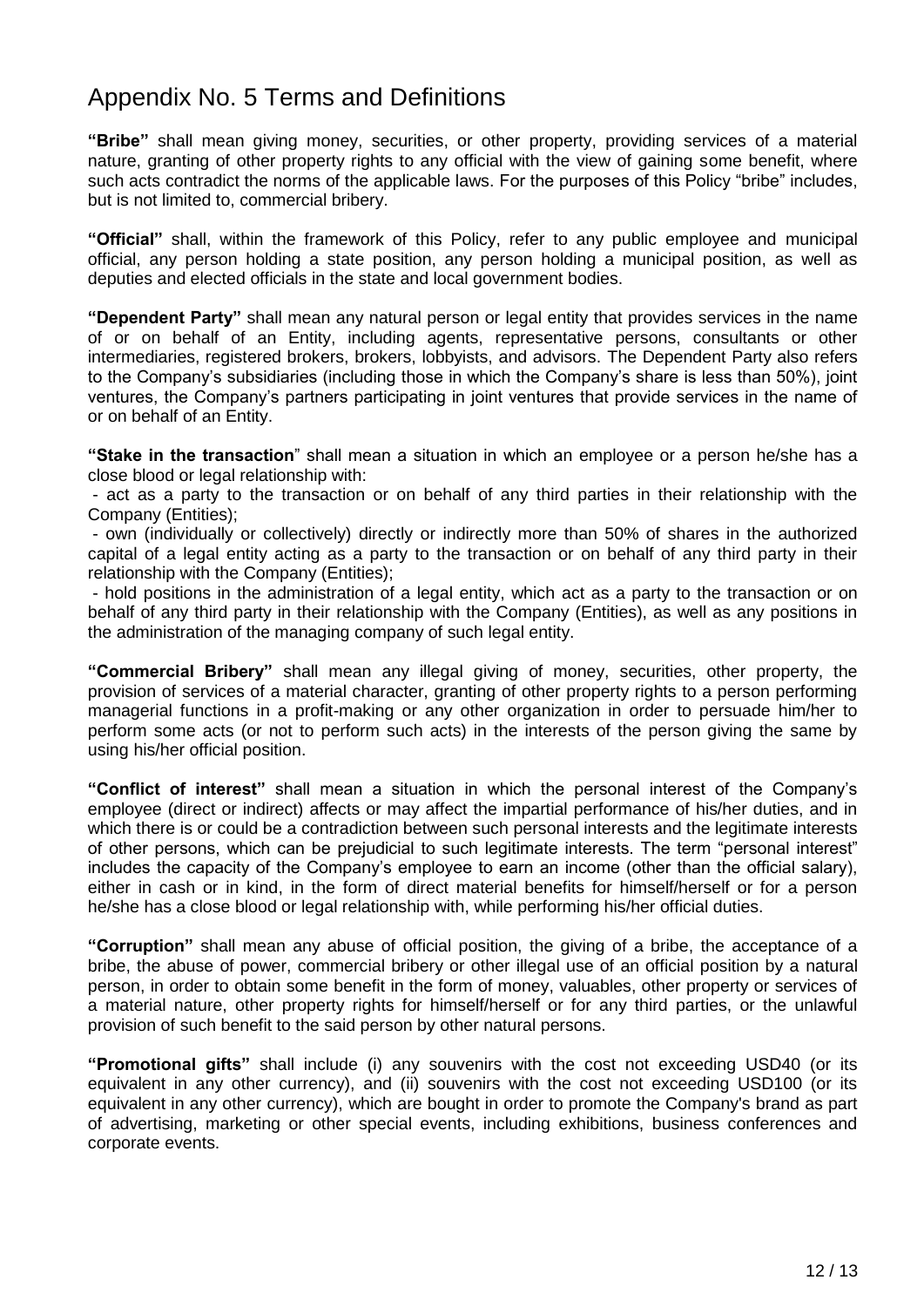# Appendix No. 5 Terms and Definitions

**"Bribe"** shall mean giving money, securities, or other property, providing services of a material nature, granting of other property rights to any official with the view of gaining some benefit, where such acts contradict the norms of the applicable laws. For the purposes of this Policy "bribe" includes, but is not limited to, commercial bribery.

**"Official"** shall, within the framework of this Policy, refer to any public employee and municipal official, any person holding a state position, any person holding a municipal position, as well as deputies and elected officials in the state and local government bodies.

**"Dependent Party"** shall mean any natural person or legal entity that provides services in the name of or on behalf of an Entity, including agents, representative persons, consultants or other intermediaries, registered brokers, brokers, lobbyists, and advisors. The Dependent Party also refers to the Company's subsidiaries (including those in which the Company's share is less than 50%), joint ventures, the Company's partners participating in joint ventures that provide services in the name of or on behalf of an Entity.

**"Stake in the transaction"** shall mean a situation in which an employee or a person he/she has a close blood or legal relationship with:

- act as a party to the transaction or on behalf of any third parties in their relationship with the Company (Entities);
- own (individually or collectively) directly or indirectly more than 50% of shares in the authorized capital of a legal entity acting as a party to the transaction or on behalf of any third party in their relationship with the Company (Entities);
- hold positions in the administration of a legal entity, which act as a party to the transaction or on behalf of any third party in their relationship with the Company (Entities), as well as any positions in the administration of the managing company of such legal entity.

**"Commercial Bribery"** shall mean any illegal giving of money, securities, other property, the provision of services of a material character, granting of other property rights to a person performing managerial functions in a profit-making or any other organization in order to persuade him/her to perform some acts (or not to perform such acts) in the interests of the person giving the same by using his/her official position.

**"Conflict of interest"** shall mean a situation in which the personal interest of the Company's employee (direct or indirect) affects or may affect the impartial performance of his/her duties, and in which there is or could be a contradiction between such personal interests and the legitimate interests of other persons, which can be prejudicial to such legitimate interests. The term "personal interest" includes the capacity of the Company's employee to earn an income (other than the official salary), either in cash or in kind, in the form of direct material benefits for himself/herself or for a person he/she has a close blood or legal relationship with, while performing his/her official duties.

**"Corruption"** shall mean any abuse of official position, the giving of a bribe, the acceptance of a bribe, the abuse of power, commercial bribery or other illegal use of an official position by a natural person, in order to obtain some benefit in the form of money, valuables, other property or services of a material nature, other property rights for himself/herself or for any third parties, or the unlawful provision of such benefit to the said person by other natural persons.

**"Promotional gifts"** shall include (i) any souvenirs with the cost not exceeding USD40 (or its equivalent in any other currency), and (ii) souvenirs with the cost not exceeding USD100 (or its equivalent in any other currency), which are bought in order to promote the Company's brand as part of advertising, marketing or other special events, including exhibitions, business conferences and corporate events.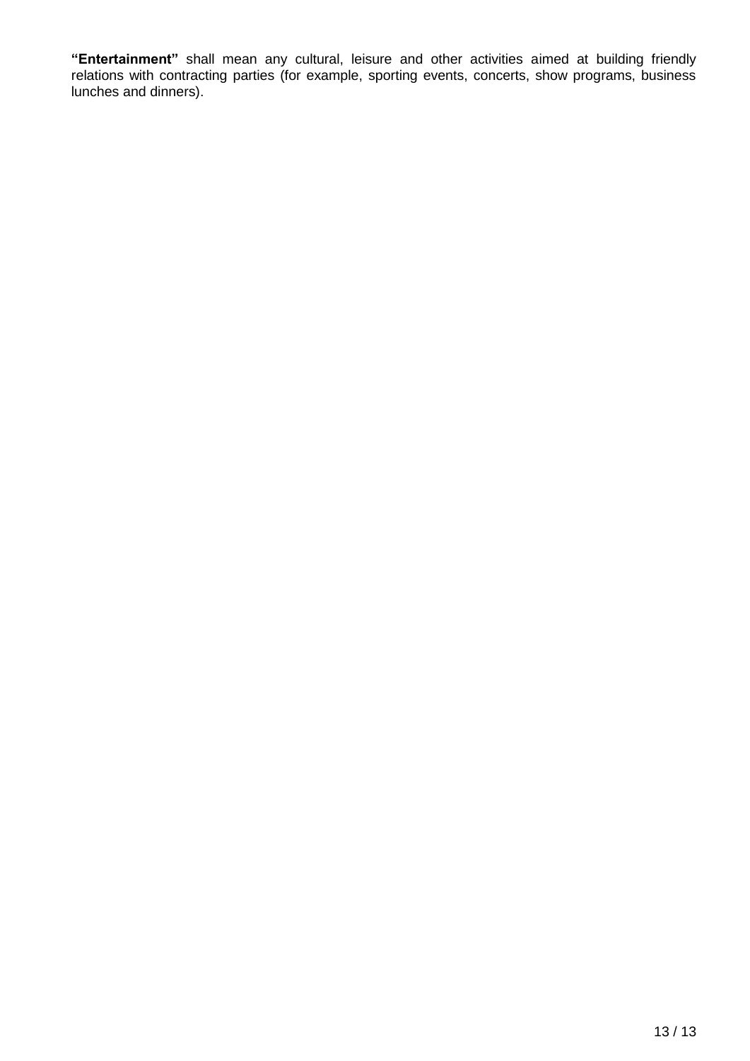**"Entertainment"** shall mean any cultural, leisure and other activities aimed at building friendly relations with contracting parties (for example, sporting events, concerts, show programs, business lunches and dinners).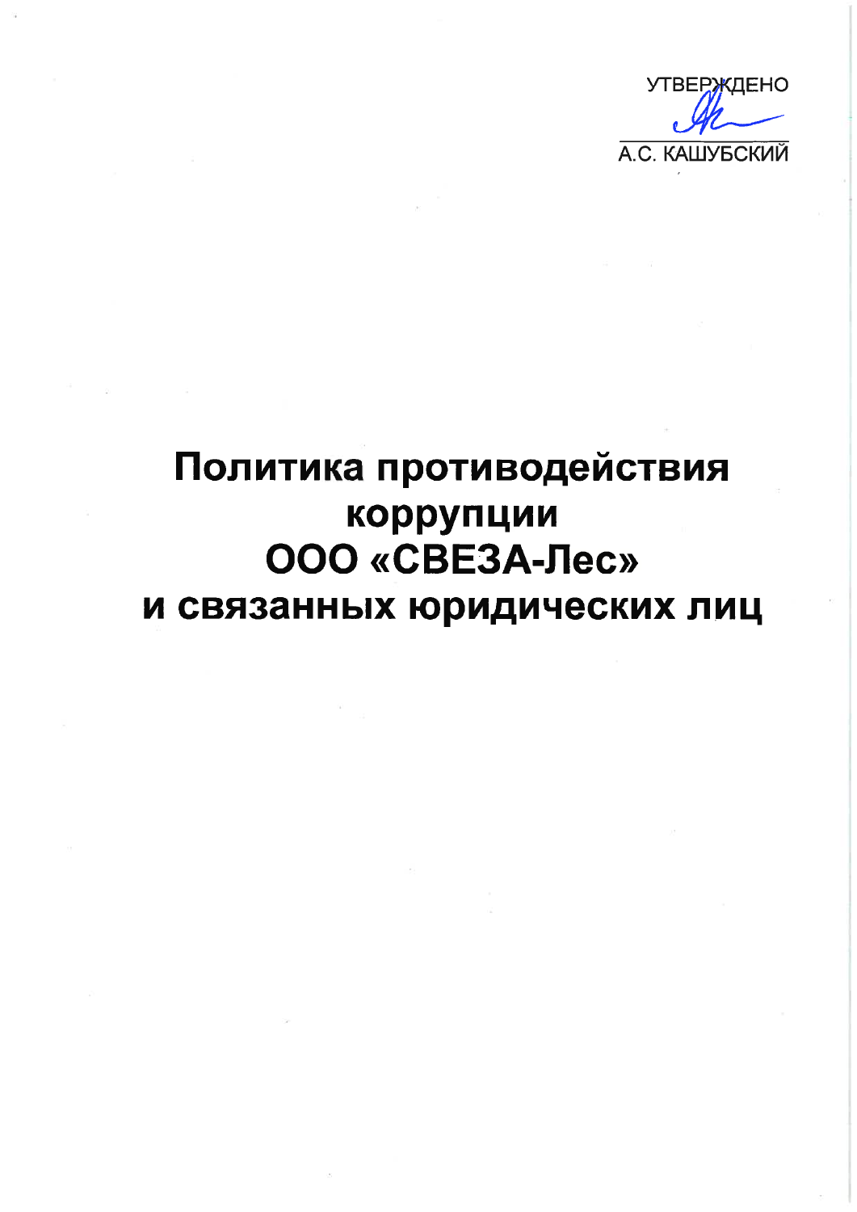УТВЕРЖДЕНО

А.С. КАШУБСКИЙ

# Политика противодействия коррупции ООО «СВЕЗА-Лес» и связанных юридических лиц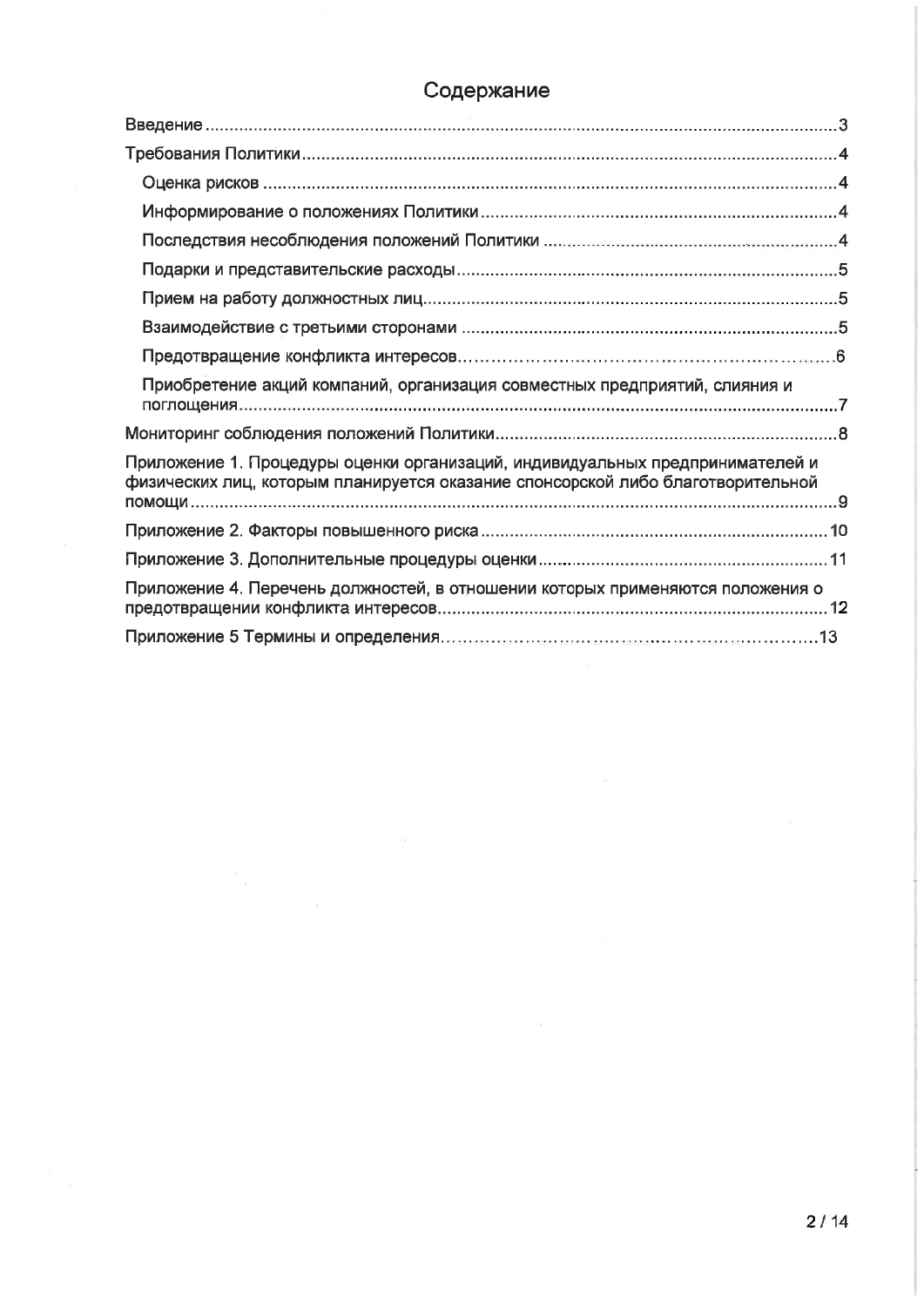# Содержание

- Введение ... 3
- Требования Политики ... 4
  - Оценка рисков ... 4
  - Информирование о положениях Политики ... 4
  - Последствия несоблюдения положений Политики ... 4
  - Подарки и представительские расходы ... 5
  - Прием на работу должностных лиц ... 5
  - Взаимодействие с третьими сторонами ... 5
  - Предотвращение конфликта интересов ... 6
  - Приобретение акций компаний, организация совместных предприятий, слияния и поглощения ... 7
- Мониторинг соблюдения положений Политики ... 8
- Приложение 1. Процедуры оценки организаций, индивидуальных предпринимателей и физических лиц, которым планируется оказание спонсорской либо благотворительной помощи ... 9
- Приложение 2. Факторы повышенного риска ... 10
- Приложение 3. Дополнительные процедуры оценки ... 11
- Приложение 4. Перечень должностей, в отношении которых применяются положения о предотвращении конфликта интересов ... 12
- Приложение 5 Термины и определения ... 13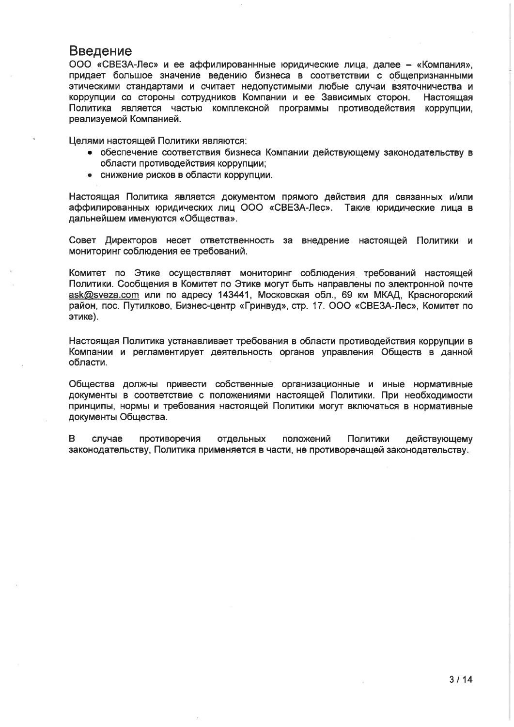# Введение

ООО «СВЕЗА-Лес» и ее аффилированнные юридические лица, далее – «Компания», придает большое значение ведению бизнеса в соответствии с общепризнанными этическими стандартами и считает недопустимыми любые случаи взяточничества и коррупции со стороны сотрудников Компании и ее Зависимых сторон. Настоящая Политика является частью комплексной программы противодействия коррупции, реализуемой Компанией.

Целями настоящей Политики являются:

- обеспечение соответствия бизнеса Компании действующему законодательству в области противодействия коррупции;
- снижение рисков в области коррупции.

Настоящая Политика является документом прямого действия для связанных и/или аффилированных юридических лиц ООО «СВЕЗА-Лес». Такие юридические лица в дальнейшем именуются «Общества».

Совет Директоров несет ответственность за внедрение настоящей Политики и мониторинг соблюдения ее требований.

Комитет по Этике осуществляет мониторинг соблюдения требований настоящей Политики. Сообщения в Комитет по Этике могут быть направлены по электронной почте ask@sveza.com или по адресу 143441, Московская обл., 69 км МКАД, Красногорский район, пос. Путилково, Бизнес-центр «Гринвуд», стр. 17. ООО «СВЕЗА-Лес», Комитет по этике).

Настоящая Политика устанавливает требования в области противодействия коррупции в Компании и регламентирует деятельность органов управления Обществ в данной области.

Общества должны привести собственные организационные и иные нормативные документы в соответствие с положениями настоящей Политики. При необходимости принципы, нормы и требования настоящей Политики могут включаться в нормативные документы Общества.

В случае противоречия отдельных положений Политики действующему законодательству, Политика применяется в части, не противоречащей законодательству.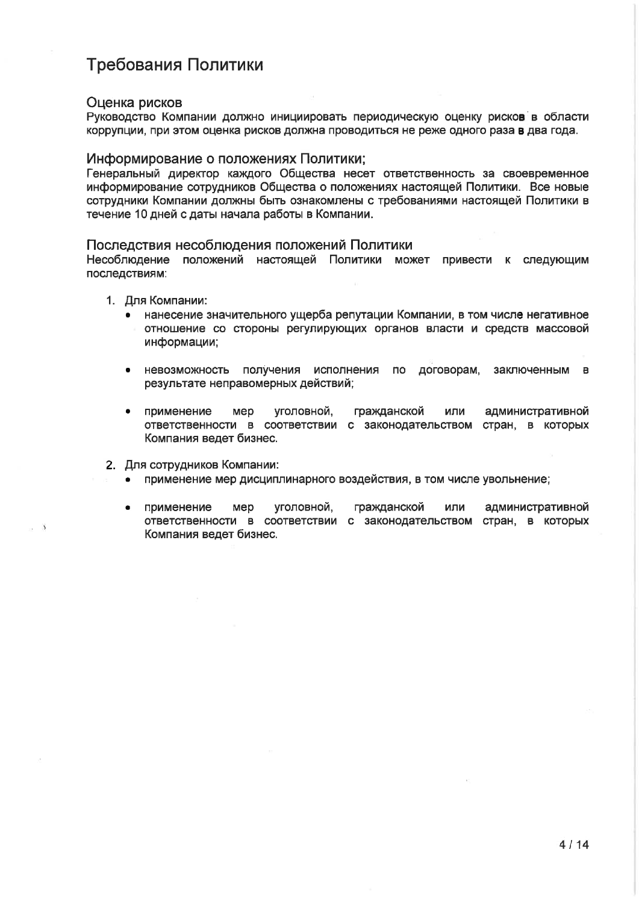# Требования Политики

## Оценка рисков

Руководство Компании должно инициировать периодическую оценку рисков в области коррупции, при этом оценка рисков должна проводиться не реже одного раза в два года.

## Информирование о положениях Политики;

Генеральный директор каждого Общества несет ответственность за своевременное информирование сотрудников Общества о положениях настоящей Политики. Все новые сотрудники Компании должны быть ознакомлены с требованиями настоящей Политики в течение 10 дней с даты начала работы в Компании.

## Последствия несоблюдения положений Политики

Несоблюдение положений настоящей Политики может привести к следующим последствиям:

1. Для Компании:
   - нанесение значительного ущерба репутации Компании, в том числе негативное отношение со стороны регулирующих органов власти и средств массовой информации;
   - невозможность получения исполнения по договорам, заключенным в результате неправомерных действий;
   - применение мер уголовной, гражданской или административной ответственности в соответствии с законодательством стран, в которых Компания ведет бизнес.
2. Для сотрудников Компании:
   - применение мер дисциплинарного воздействия, в том числе увольнение;
   - применение мер уголовной, гражданской или административной ответственности в соответствии с законодательством стран, в которых Компания ведет бизнес.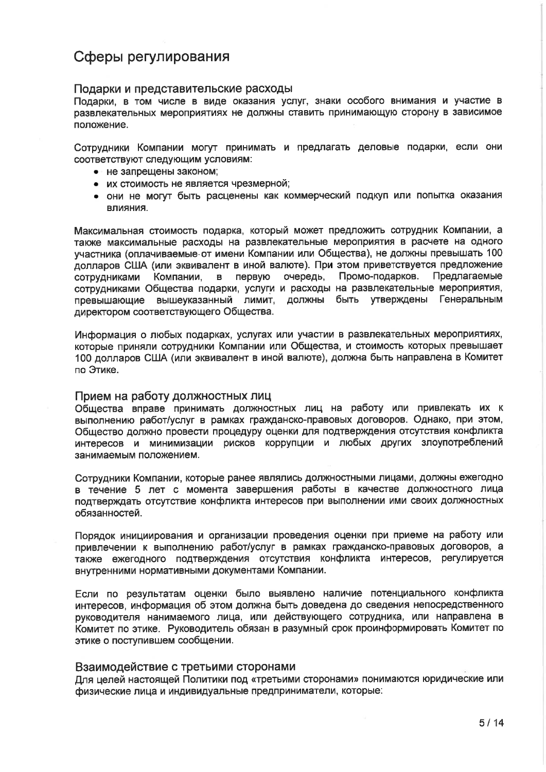# Сферы регулирования

## Подарки и представительские расходы

Подарки, в том числе в виде оказания услуг, знаки особого внимания и участие в развлекательных мероприятиях не должны ставить принимающую сторону в зависимое положение.

Сотрудники Компании могут принимать и предлагать деловые подарки, если они соответствуют следующим условиям:

- не запрещены законом;
- их стоимость не является чрезмерной;
- они не могут быть расценены как коммерческий подкуп или попытка оказания влияния.

Максимальная стоимость подарка, который может предложить сотрудник Компании, а также максимальные расходы на развлекательные мероприятия в расчете на одного участника (оплачиваемые от имени Компании или Общества), не должны превышать 100 долларов США (или эквивалент в иной валюте). При этом приветствуется предложение сотрудниками Компании, в первую очередь, Промо-подарков. Предлагаемые сотрудниками Общества подарки, услуги и расходы на развлекательные мероприятия, превышающие вышеуказанный лимит, должны быть утверждены Генеральным директором соответствующего Общества.

Информация о любых подарках, услугах или участии в развлекательных мероприятиях, которые приняли сотрудники Компании или Общества, и стоимость которых превышает 100 долларов США (или эквивалент в иной валюте), должна быть направлена в Комитет по Этике.

## Прием на работу должностных лиц

Общества вправе принимать должностных лиц на работу или привлекать их к выполнению работ/услуг в рамках гражданско-правовых договоров. Однако, при этом, Общество должно провести процедуру оценки для подтверждения отсутствия конфликта интересов и минимизации рисков коррупции и любых других злоупотреблений занимаемым положением.

Сотрудники Компании, которые ранее являлись должностными лицами, должны ежегодно в течение 5 лет с момента завершения работы в качестве должностного лица подтверждать отсутствие конфликта интересов при выполнении ими своих должностных обязанностей.

Порядок инициирования и организации проведения оценки при приеме на работу или привлечении к выполнению работ/услуг в рамках гражданско-правовых договоров, а также ежегодного подтверждения отсутствия конфликта интересов, регулируется внутренними нормативными документами Компании.

Если по результатам оценки было выявлено наличие потенциального конфликта интересов, информация об этом должна быть доведена до сведения непосредственного руководителя нанимаемого лица, или действующего сотрудника, или направлена в Комитет по этике. Руководитель обязан в разумный срок проинформировать Комитет по этике о поступившем сообщении.

## Взаимодействие с третьими сторонами

Для целей настоящей Политики под «третьими сторонами» понимаются юридические или физические лица и индивидуальные предприниматели, которые: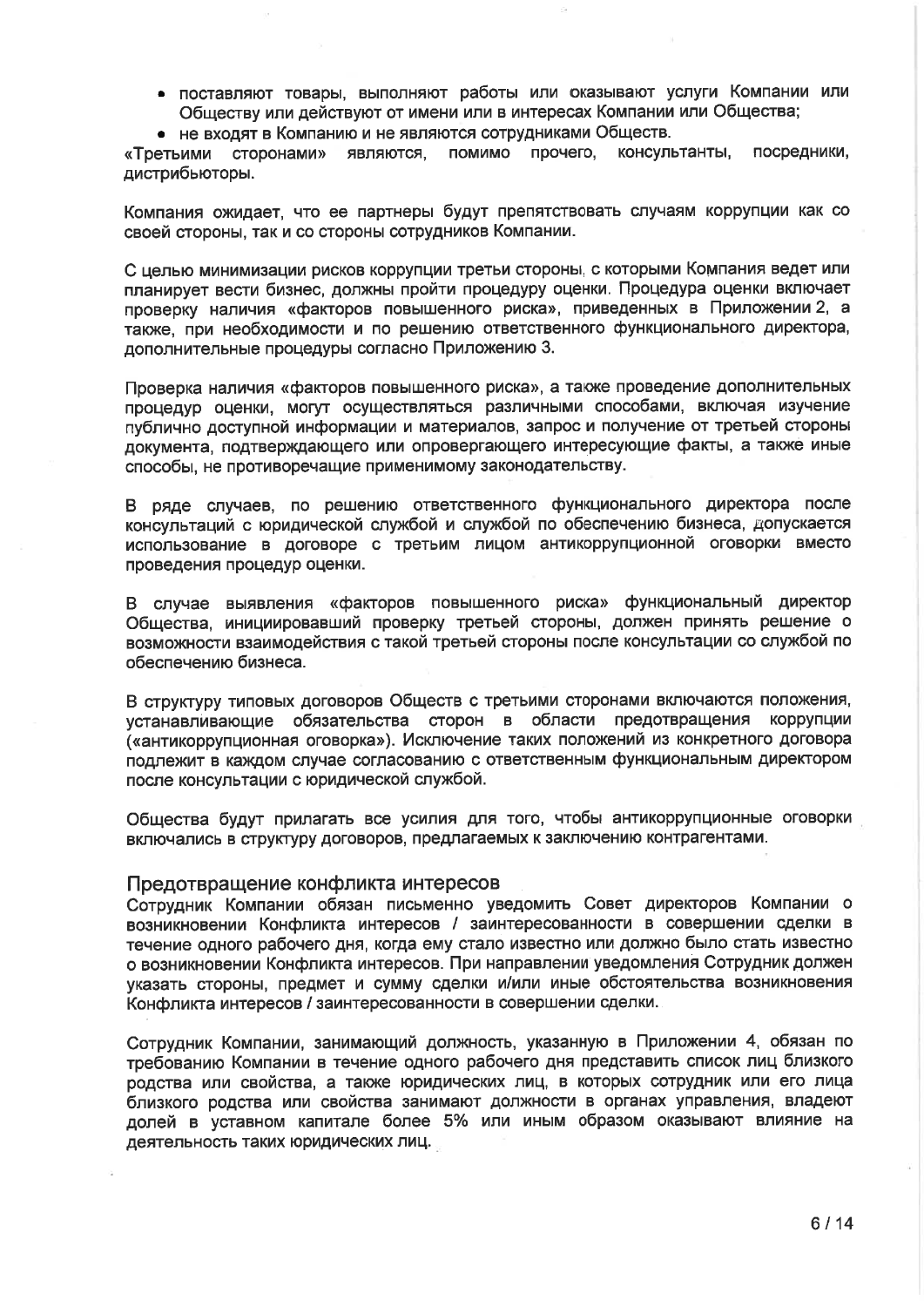- поставляют товары, выполняют работы или оказывают услуги Компании или Обществу или действуют от имени или в интересах Компании или Общества;
- не входят в Компанию и не являются сотрудниками Обществ.

«Третьими сторонами» являются, помимо прочего, консультанты, посредники, дистрибьюторы.

Компания ожидает, что ее партнеры будут препятствовать случаям коррупции как со своей стороны, так и со стороны сотрудников Компании.

С целью минимизации рисков коррупции третьи стороны, с которыми Компания ведет или планирует вести бизнес, должны пройти процедуру оценки. Процедура оценки включает проверку наличия «факторов повышенного риска», приведенных в Приложении 2, а также, при необходимости и по решению ответственного функционального директора, дополнительные процедуры согласно Приложению 3.

Проверка наличия «факторов повышенного риска», а также проведение дополнительных процедур оценки, могут осуществляться различными способами, включая изучение публично доступной информации и материалов, запрос и получение от третьей стороны документа, подтверждающего или опровергающего интересующие факты, а также иные способы, не противоречащие применимому законодательству.

В ряде случаев, по решению ответственного функционального директора после консультаций с юридической службой и службой по обеспечению бизнеса, допускается использование в договоре с третьим лицом антикоррупционной оговорки вместо проведения процедур оценки.

В случае выявления «факторов повышенного риска» функциональный директор Общества, инициировавший проверку третьей стороны, должен принять решение о возможности взаимодействия с такой третьей стороны после консультации со службой по обеспечению бизнеса.

В структуру типовых договоров Обществ с третьими сторонами включаются положения, устанавливающие обязательства сторон в области предотвращения коррупции («антикоррупционная оговорка»). Исключение таких положений из конкретного договора подлежит в каждом случае согласованию с ответственным функциональным директором после консультации с юридической службой.

Общества будут прилагать все усилия для того, чтобы антикоррупционные оговорки включались в структуру договоров, предлагаемых к заключению контрагентами.

## Предотвращение конфликта интересов

Сотрудник Компании обязан письменно уведомить Совет директоров Компании о возникновении Конфликта интересов / заинтересованности в совершении сделки в течение одного рабочего дня, когда ему стало известно или должно было стать известно о возникновении Конфликта интересов. При направлении уведомления Сотрудник должен указать стороны, предмет и сумму сделки и/или иные обстоятельства возникновения Конфликта интересов / заинтересованности в совершении сделки.

Сотрудник Компании, занимающий должность, указанную в Приложении 4, обязан по требованию Компании в течение одного рабочего дня представить список лиц близкого родства или свойства, а также юридических лиц, в которых сотрудник или его лица близкого родства или свойства занимают должности в органах управления, владеют долей в уставном капитале более 5% или иным образом оказывают влияние на деятельность таких юридических лиц.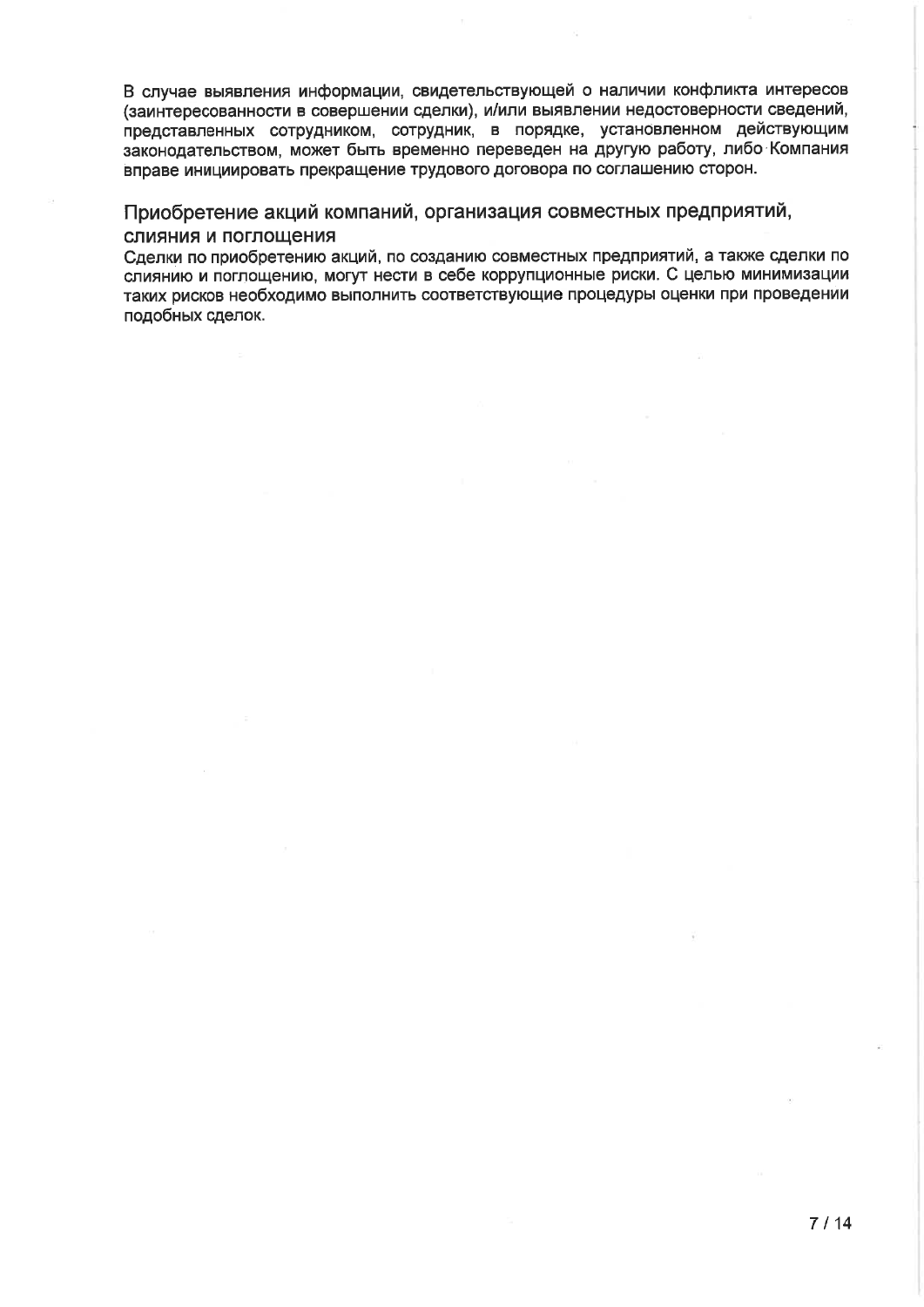В случае выявления информации, свидетельствующей о наличии конфликта интересов (заинтересованности в совершении сделки), и/или выявлении недостоверности сведений, представленных сотрудником, сотрудник, в порядке, установленном действующим законодательством, может быть временно переведен на другую работу, либо Компания вправе инициировать прекращение трудового договора по соглашению сторон.

## Приобретение акций компаний, организация совместных предприятий, слияния и поглощения

Сделки по приобретению акций, по созданию совместных предприятий, а также сделки по слиянию и поглощению, могут нести в себе коррупционные риски. С целью минимизации таких рисков необходимо выполнить соответствующие процедуры оценки при проведении подобных сделок.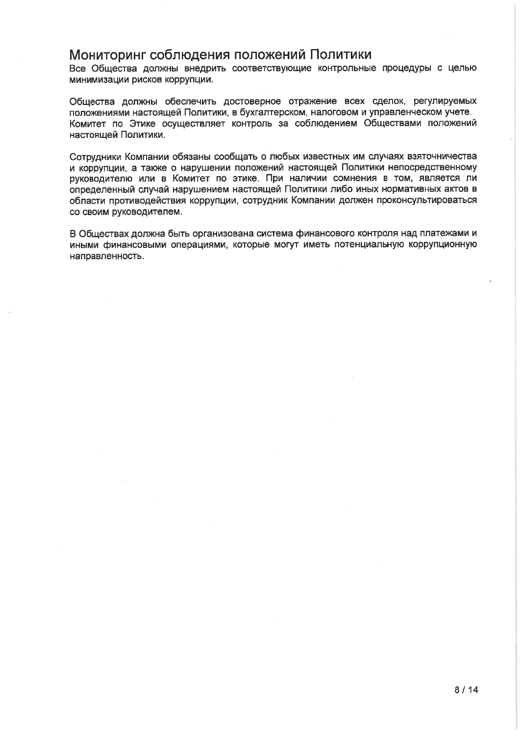## Мониторинг соблюдения положений Политики

Все Общества должны внедрить соответствующие контрольные процедуры с целью минимизации рисков коррупции.

Общества должны обеспечить достоверное отражение всех сделок, регулируемых положениями настоящей Политики, в бухгалтерском, налоговом и управленческом учете. Комитет по Этике осуществляет контроль за соблюдением Обществами положений настоящей Политики.

Сотрудники Компании обязаны сообщать о любых известных им случаях взяточничества и коррупции, а также о нарушении положений настоящей Политики непосредственному руководителю или в Комитет по этике. При наличии сомнения в том, является ли определенный случай нарушением настоящей Политики либо иных нормативных актов в области противодействия коррупции, сотрудник Компании должен проконсультироваться со своим руководителем.

В Обществах должна быть организована система финансового контроля над платежами и иными финансовыми операциями, которые могут иметь потенциальную коррупционную направленность.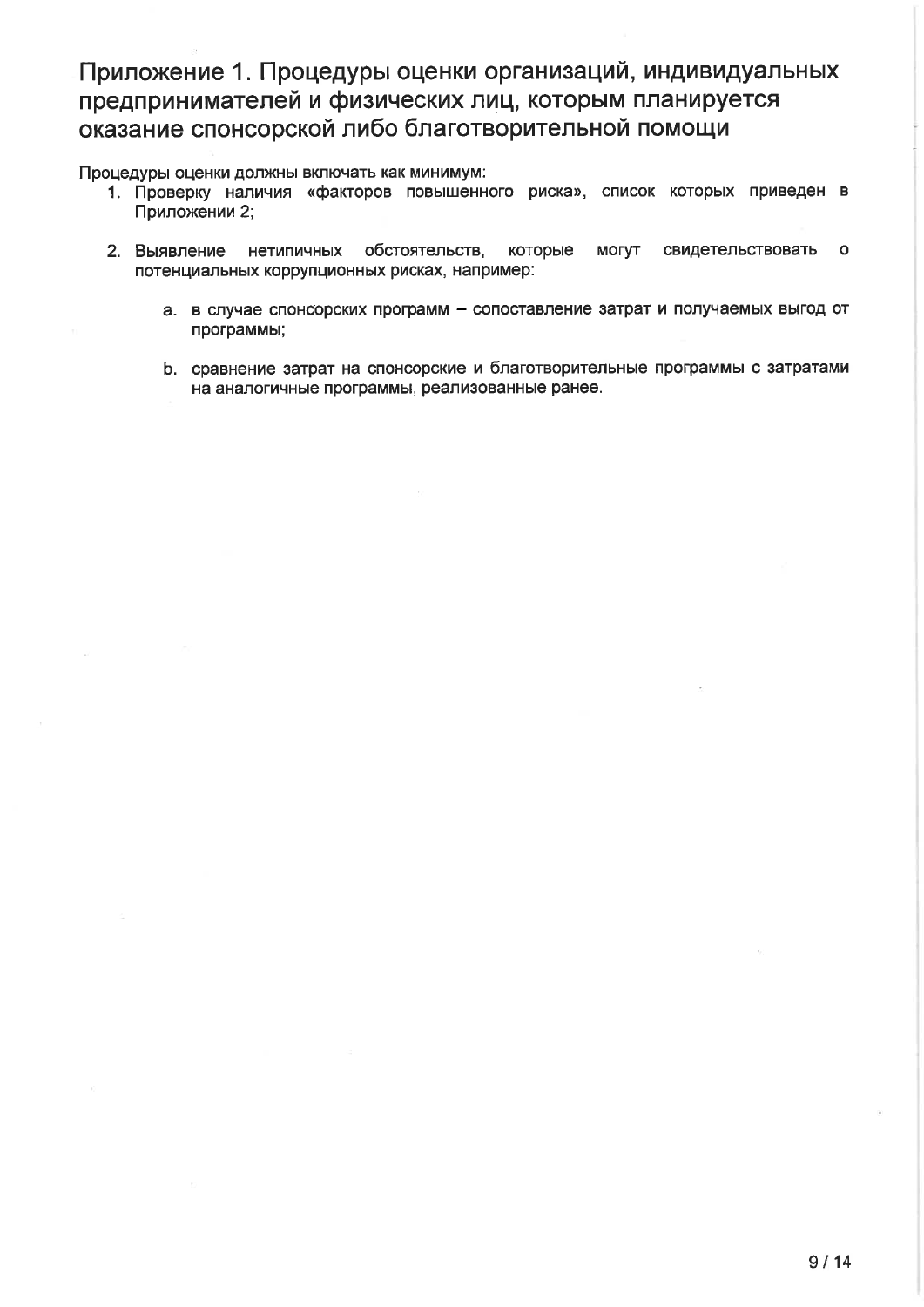# Приложение 1. Процедуры оценки организаций, индивидуальных предпринимателей и физических лиц, которым планируется оказание спонсорской либо благотворительной помощи

Процедуры оценки должны включать как минимум:

1. Проверку наличия «факторов повышенного риска», список которых приведен в Приложении 2;

2. Выявление нетипичных обстоятельств, которые могут свидетельствовать о потенциальных коррупционных рисках, например:

   a. в случае спонсорских программ – сопоставление затрат и получаемых выгод от программы;

   b. сравнение затрат на спонсорские и благотворительные программы с затратами на аналогичные программы, реализованные ранее.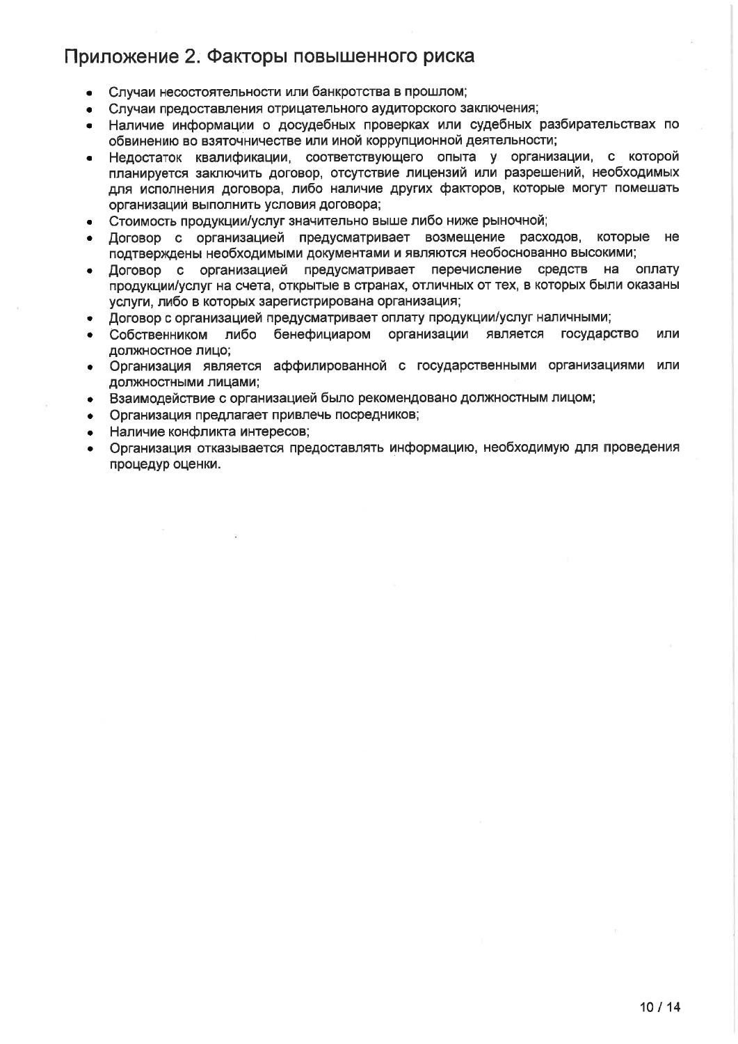## Приложение 2. Факторы повышенного риска

- Случаи несостоятельности или банкротства в прошлом;
- Случаи предоставления отрицательного аудиторского заключения;
- Наличие информации о досудебных проверках или судебных разбирательствах по обвинению во взяточничестве или иной коррупционной деятельности;
- Недостаток квалификации, соответствующего опыта у организации, с которой планируется заключить договор, отсутствие лицензий или разрешений, необходимых для исполнения договора, либо наличие других факторов, которые могут помешать организации выполнить условия договора;
- Стоимость продукции/услуг значительно выше либо ниже рыночной;
- Договор с организацией предусматривает возмещение расходов, которые не подтверждены необходимыми документами и являются необоснованно высокими;
- Договор с организацией предусматривает перечисление средств на оплату продукции/услуг на счета, открытые в странах, отличных от тех, в которых были оказаны услуги, либо в которых зарегистрирована организация;
- Договор с организацией предусматривает оплату продукции/услуг наличными;
- Собственником либо бенефициаром организации является государство или должностное лицо;
- Организация является аффилированной с государственными организациями или должностными лицами;
- Взаимодействие с организацией было рекомендовано должностным лицом;
- Организация предлагает привлечь посредников;
- Наличие конфликта интересов;
- Организация отказывается предоставлять информацию, необходимую для проведения процедур оценки.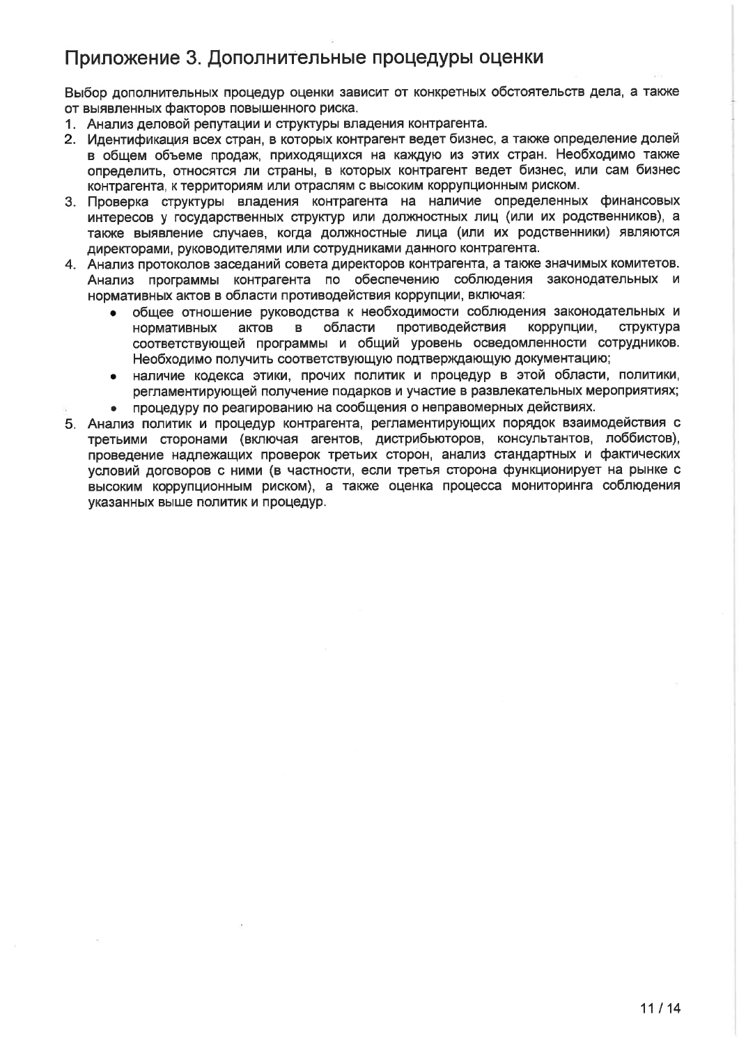## Приложение 3. Дополнительные процедуры оценки

Выбор дополнительных процедур оценки зависит от конкретных обстоятельств дела, а также от выявленных факторов повышенного риска.

1. Анализ деловой репутации и структуры владения контрагента.
2. Идентификация всех стран, в которых контрагент ведет бизнес, а также определение долей в общем объеме продаж, приходящихся на каждую из этих стран. Необходимо также определить, относятся ли страны, в которых контрагент ведет бизнес, или сам бизнес контрагента, к территориям или отраслям с высоким коррупционным риском.
3. Проверка структуры владения контрагента на наличие определенных финансовых интересов у государственных структур или должностных лиц (или их родственников), а также выявление случаев, когда должностные лица (или их родственники) являются директорами, руководителями или сотрудниками данного контрагента.
4. Анализ протоколов заседаний совета директоров контрагента, а также значимых комитетов. Анализ программы контрагента по обеспечению соблюдения законодательных и нормативных актов в области противодействия коррупции, включая:
   - общее отношение руководства к необходимости соблюдения законодательных и нормативных актов в области противодействия коррупции, структура соответствующей программы и общий уровень осведомленности сотрудников. Необходимо получить соответствующую подтверждающую документацию;
   - наличие кодекса этики, прочих политик и процедур в этой области, политики, регламентирующей получение подарков и участие в развлекательных мероприятиях;
   - процедуру по реагированию на сообщения о неправомерных действиях.
5. Анализ политик и процедур контрагента, регламентирующих порядок взаимодействия с третьими сторонами (включая агентов, дистрибьюторов, консультантов, лоббистов), проведение надлежащих проверок третьих сторон, анализ стандартных и фактических условий договоров с ними (в частности, если третья сторона функционирует на рынке с высоким коррупционным риском), а также оценка процесса мониторинга соблюдения указанных выше политик и процедур.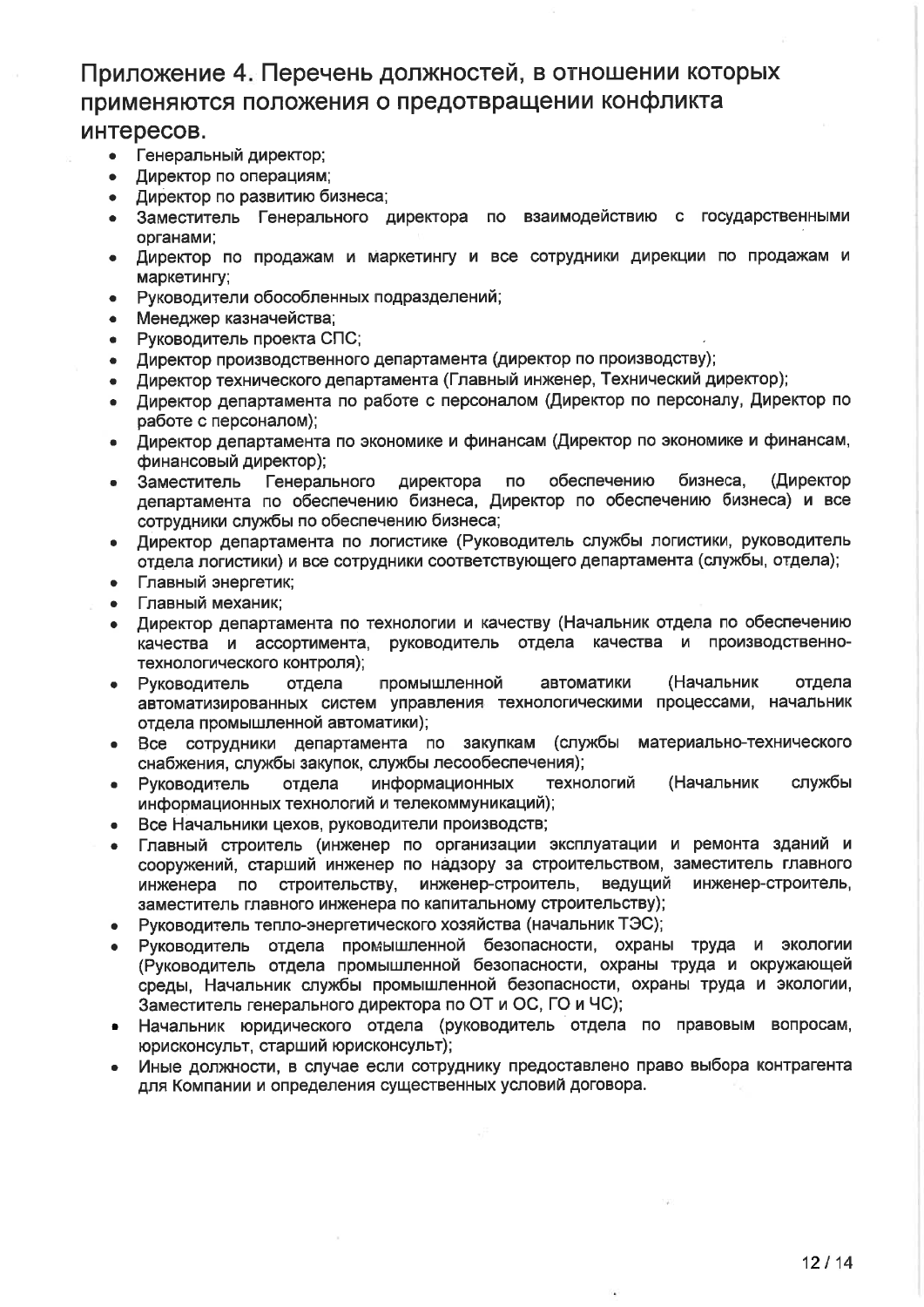## Приложение 4. Перечень должностей, в отношении которых применяются положения о предотвращении конфликта интересов.

- Генеральный директор;
- Директор по операциям;
- Директор по развитию бизнеса;
- Заместитель Генерального директора по взаимодействию с государственными органами;
- Директор по продажам и маркетингу и все сотрудники дирекции по продажам и маркетингу;
- Руководители обособленных подразделений;
- Менеджер казначейства;
- Руководитель проекта СПС;
- Директор производственного департамента (директор по производству);
- Директор технического департамента (Главный инженер, Технический директор);
- Директор департамента по работе с персоналом (Директор по персоналу, Директор по работе с персоналом);
- Директор департамента по экономике и финансам (Директор по экономике и финансам, финансовый директор);
- Заместитель Генерального директора по обеспечению бизнеса, (Директор департамента по обеспечению бизнеса, Директор по обеспечению бизнеса) и все сотрудники службы по обеспечению бизнеса;
- Директор департамента по логистике (Руководитель службы логистики, руководитель отдела логистики) и все сотрудники соответствующего департамента (службы, отдела);
- Главный энергетик;
- Главный механик;
- Директор департамента по технологии и качеству (Начальник отдела по обеспечению качества и ассортимента, руководитель отдела качества и производственно-технологического контроля);
- Руководитель отдела промышленной автоматики (Начальник отдела автоматизированных систем управления технологическими процессами, начальник отдела промышленной автоматики);
- Все сотрудники департамента по закупкам (службы материально-технического снабжения, службы закупок, службы лесообеспечения);
- Руководитель отдела информационных технологий (Начальник службы информационных технологий и телекоммуникаций);
- Все Начальники цехов, руководители производств;
- Главный строитель (инженер по организации эксплуатации и ремонта зданий и сооружений, старший инженер по надзору за строительством, заместитель главного инженера по строительству, инженер-строитель, ведущий инженер-строитель, заместитель главного инженера по капитальному строительству);
- Руководитель тепло-энергетического хозяйства (начальник ТЭС);
- Руководитель отдела промышленной безопасности, охраны труда и экологии (Руководитель отдела промышленной безопасности, охраны труда и окружающей среды, Начальник службы промышленной безопасности, охраны труда и экологии, Заместитель генерального директора по ОТ и ОС, ГО и ЧС);
- Начальник юридического отдела (руководитель отдела по правовым вопросам, юрисконсульт, старший юрисконсульт);
- Иные должности, в случае если сотруднику предоставлено право выбора контрагента для Компании и определения существенных условий договора.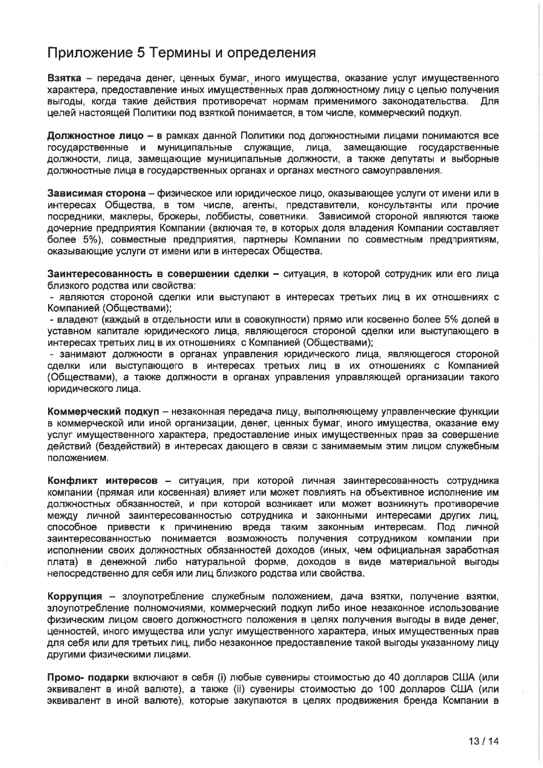## Приложение 5 Термины и определения

**Взятка** – передача денег, ценных бумаг, иного имущества, оказание услуг имущественного характера, предоставление иных имущественных прав должностному лицу с целью получения выгоды, когда такие действия противоречат нормам применимого законодательства. Для целей настоящей Политики под взяткой понимается, в том числе, коммерческий подкуп.

**Должностное лицо** – в рамках данной Политики под должностными лицами понимаются все государственные и муниципальные служащие, лица, замещающие государственные должности, лица, замещающие муниципальные должности, а также депутаты и выборные должностные лица в государственных органах и органах местного самоуправления.

**Зависимая сторона** – физическое или юридическое лицо, оказывающее услуги от имени или в интересах Общества, в том числе, агенты, представители, консультанты или прочие посредники, маклеры, брокеры, лоббисты, советники. Зависимой стороной являются также дочерние предприятия Компании (включая те, в которых доля владения Компании составляет более 5%), совместные предприятия, партнеры Компании по совместным предприятиям, оказывающие услуги от имени или в интересах Общества.

**Заинтересованность в совершении сделки** – ситуация, в которой сотрудник или его лица близкого родства или свойства:

- являются стороной сделки или выступают в интересах третьих лиц в их отношениях с Компанией (Обществами);
- владеют (каждый в отдельности или в совокупности) прямо или косвенно более 5% долей в уставном капитале юридического лица, являющегося стороной сделки или выступающего в интересах третьих лиц в их отношениях с Компанией (Обществами);
- занимают должности в органах управления юридического лица, являющегося стороной сделки или выступающего в интересах третьих лиц в их отношениях с Компанией (Обществами), а также должности в органах управления управляющей организации такого юридического лица.

**Коммерческий подкуп** – незаконная передача лицу, выполняющему управленческие функции в коммерческой или иной организации, денег, ценных бумаг, иного имущества, оказание ему услуг имущественного характера, предоставление иных имущественных прав за совершение действий (бездействий) в интересах дающего в связи с занимаемым этим лицом служебным положением.

**Конфликт интересов** – ситуация, при которой личная заинтересованность сотрудника компании (прямая или косвенная) влияет или может повлиять на объективное исполнение им должностных обязанностей, и при которой возникает или может возникнуть противоречие между личной заинтересованностью сотрудника и законными интересами других лиц, способное привести к причинению вреда таким законным интересам. Под личной заинтересованностью понимается возможность получения сотрудником компании при исполнении своих должностных обязанностей доходов (иных, чем официальная заработная плата) в денежной либо натуральной форме, доходов в виде материальной выгоды непосредственно для себя или лиц близкого родства или свойства.

**Коррупция** – злоупотребление служебным положением, дача взятки, получение взятки, злоупотребление полномочиями, коммерческий подкуп либо иное незаконное использование физическим лицом своего должностного положения в целях получения выгоды в виде денег, ценностей, иного имущества или услуг имущественного характера, иных имущественных прав для себя или для третьих лиц, либо незаконное предоставление такой выгоды указанному лицу другими физическими лицами.

**Промо- подарки** включают в себя (i) любые сувениры стоимостью до 40 долларов США (или эквивалент в иной валюте), а также (ii) сувениры стоимостью до 100 долларов США (или эквивалент в иной валюте), которые закупаются в целях продвижения бренда Компании в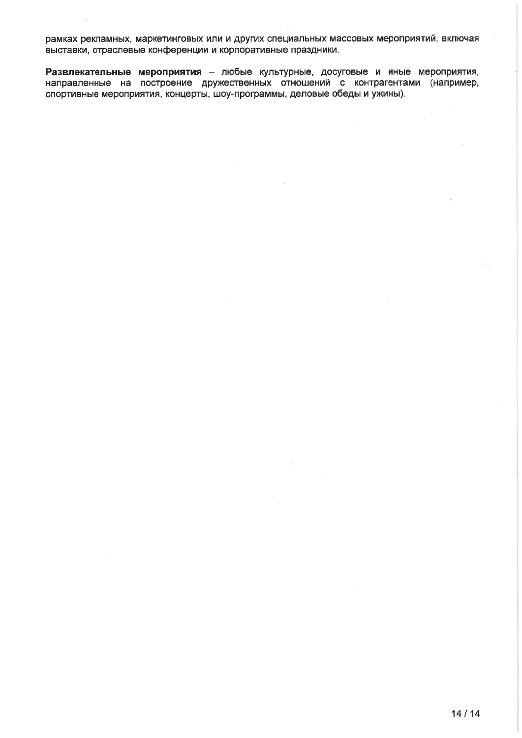рамках рекламных, маркетинговых или и других специальных массовых мероприятий, включая выставки, отраслевые конференции и корпоративные праздники.

**Развлекательные мероприятия** – любые культурные, досуговые и иные мероприятия, направленные на построение дружественных отношений с контрагентами (например, спортивные мероприятия, концерты, шоу-программы, деловые обеды и ужины).